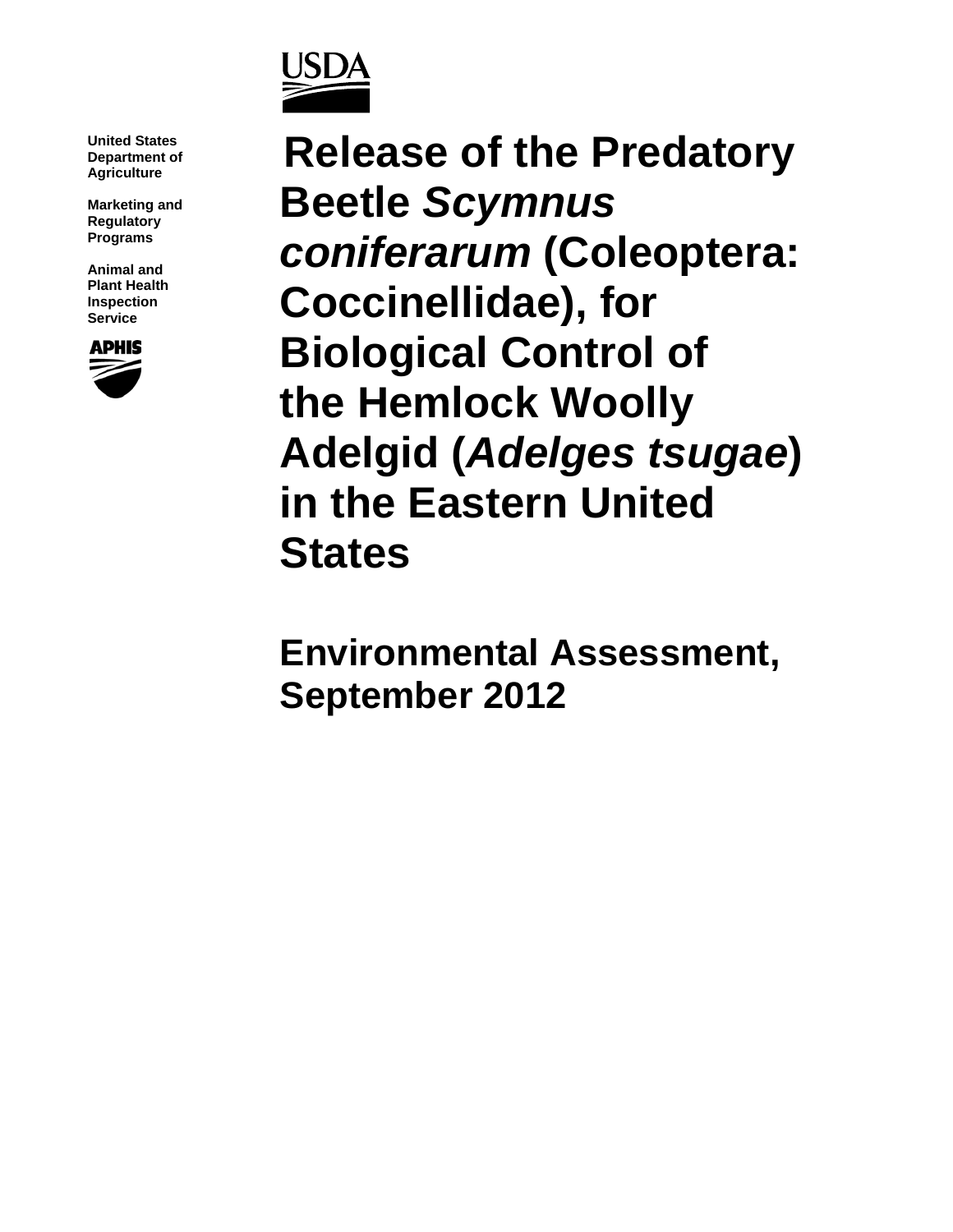United States Department of Agriculture

Marketing and Regulatory Programs

Animal and Plant Health Inspection Service

# Release of the Predatory Beetle *Scymnus coniferarum* (Coleoptera: Coccinellidae), for Biological Control of the Hemlock Woolly Adelgid (*Adelges tsugae*) in the Eastern United States

## Environmental Assessment, September 2012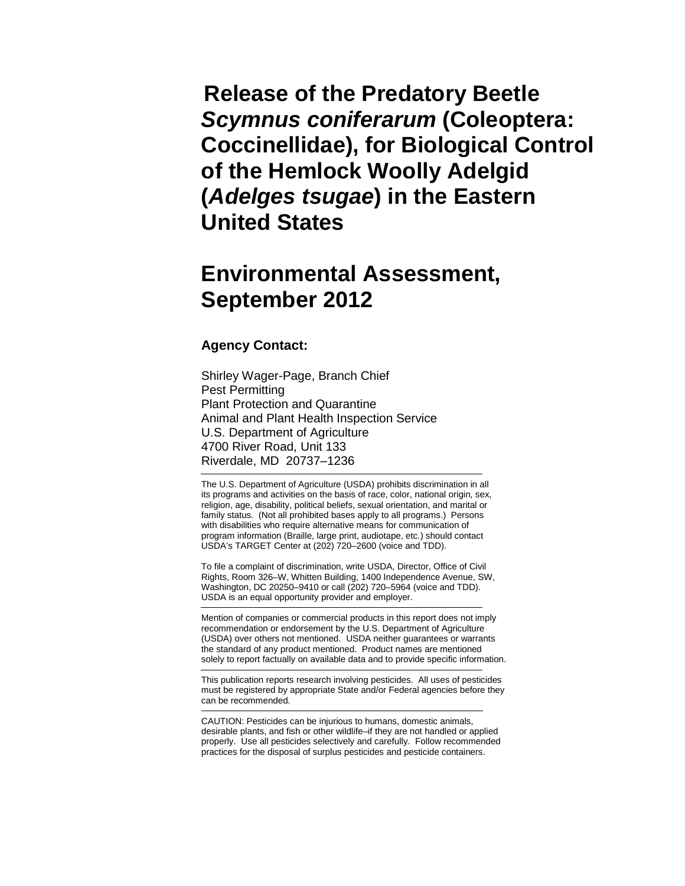# Release of the Predatory Beetle *Scymnus coniferarum* (Coleoptera: Coccinellidae), for Biological Control of the Hemlock Woolly Adelgid (*Adelges tsugae*) in the Eastern United States

# Environmental Assessment, September 2012

**Agency Contact:**

Shirley Wager-Page, Branch Chief
Pest Permitting
Plant Protection and Quarantine
Animal and Plant Health Inspection Service
U.S. Department of Agriculture
4700 River Road, Unit 133
Riverdale, MD 20737–1236

---

The U.S. Department of Agriculture (USDA) prohibits discrimination in all its programs and activities on the basis of race, color, national origin, sex, religion, age, disability, political beliefs, sexual orientation, and marital or family status. (Not all prohibited bases apply to all programs.) Persons with disabilities who require alternative means for communication of program information (Braille, large print, audiotape, etc.) should contact USDA's TARGET Center at (202) 720–2600 (voice and TDD).

To file a complaint of discrimination, write USDA, Director, Office of Civil Rights, Room 326–W, Whitten Building, 1400 Independence Avenue, SW, Washington, DC 20250–9410 or call (202) 720–5964 (voice and TDD). USDA is an equal opportunity provider and employer.

---

Mention of companies or commercial products in this report does not imply recommendation or endorsement by the U.S. Department of Agriculture (USDA) over others not mentioned. USDA neither guarantees or warrants the standard of any product mentioned. Product names are mentioned solely to report factually on available data and to provide specific information.

---

This publication reports research involving pesticides. All uses of pesticides must be registered by appropriate State and/or Federal agencies before they can be recommended.

---

CAUTION: Pesticides can be injurious to humans, domestic animals, desirable plants, and fish or other wildlife–if they are not handled or applied properly. Use all pesticides selectively and carefully. Follow recommended practices for the disposal of surplus pesticides and pesticide containers.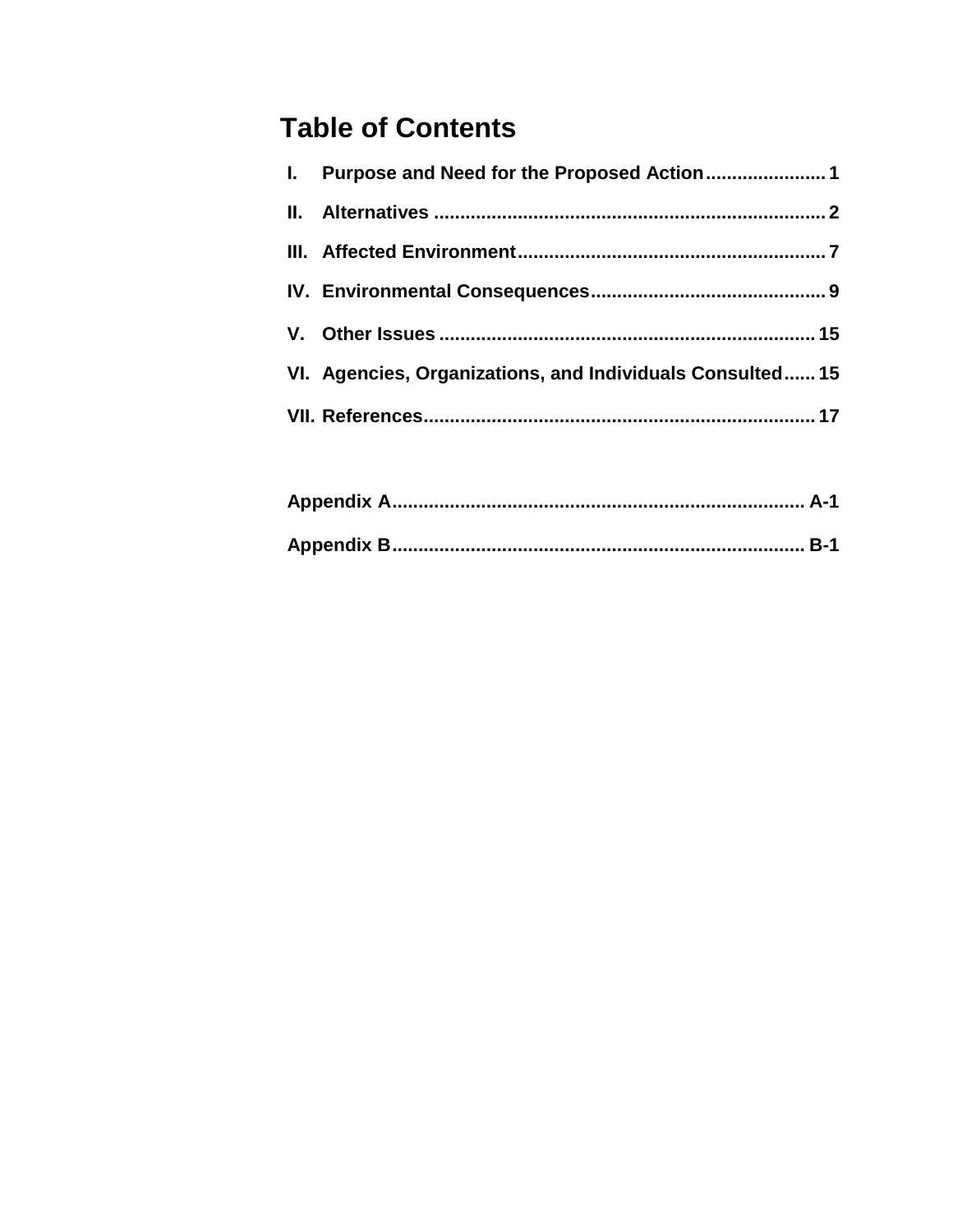# Table of Contents

| | | |
|---|---|---|
| I. | Purpose and Need for the Proposed Action | 1 |
| II. | Alternatives | 2 |
| III. | Affected Environment | 7 |
| IV. | Environmental Consequences | 9 |
| V. | Other Issues | 15 |
| VI. | Agencies, Organizations, and Individuals Consulted | 15 |
| VII. | References | 17 |
| | Appendix A | A-1 |
| | Appendix B | B-1 |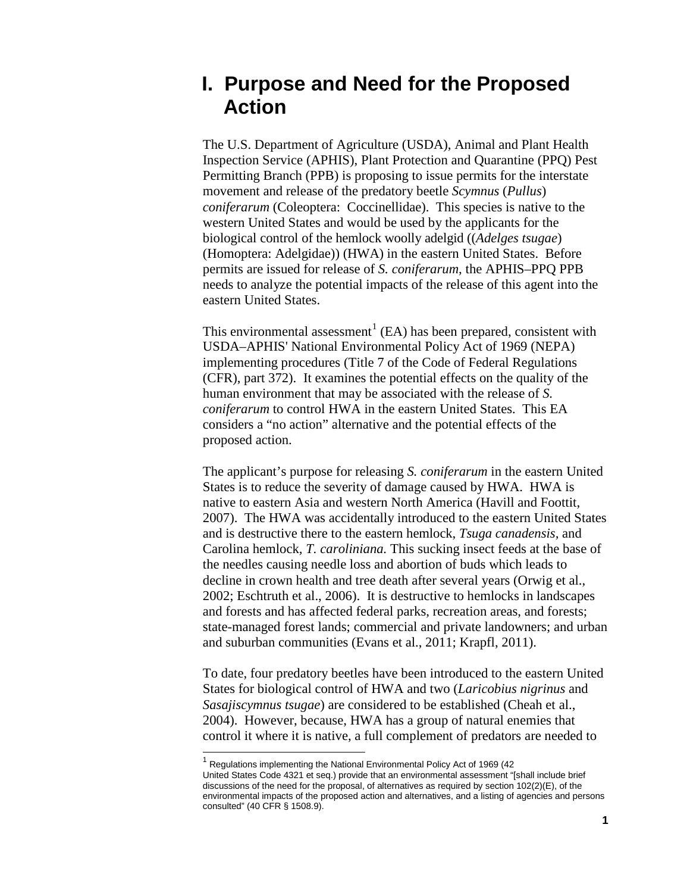# I. Purpose and Need for the Proposed Action

The U.S. Department of Agriculture (USDA), Animal and Plant Health Inspection Service (APHIS), Plant Protection and Quarantine (PPQ) Pest Permitting Branch (PPB) is proposing to issue permits for the interstate movement and release of the predatory beetle *Scymnus* (*Pullus*) *coniferarum* (Coleoptera: Coccinellidae). This species is native to the western United States and would be used by the applicants for the biological control of the hemlock woolly adelgid ((*Adelges tsugae*) (Homoptera: Adelgidae)) (HWA) in the eastern United States. Before permits are issued for release of *S. coniferarum*, the APHIS–PPQ PPB needs to analyze the potential impacts of the release of this agent into the eastern United States.

This environmental assessment[1] (EA) has been prepared, consistent with USDA–APHIS' National Environmental Policy Act of 1969 (NEPA) implementing procedures (Title 7 of the Code of Federal Regulations (CFR), part 372). It examines the potential effects on the quality of the human environment that may be associated with the release of *S. coniferarum* to control HWA in the eastern United States. This EA considers a "no action" alternative and the potential effects of the proposed action.

The applicant's purpose for releasing *S. coniferarum* in the eastern United States is to reduce the severity of damage caused by HWA. HWA is native to eastern Asia and western North America (Havill and Foottit, 2007). The HWA was accidentally introduced to the eastern United States and is destructive there to the eastern hemlock, *Tsuga canadensis*, and Carolina hemlock, *T. caroliniana.* This sucking insect feeds at the base of the needles causing needle loss and abortion of buds which leads to decline in crown health and tree death after several years (Orwig et al., 2002; Eschtruth et al., 2006). It is destructive to hemlocks in landscapes and forests and has affected federal parks, recreation areas, and forests; state-managed forest lands; commercial and private landowners; and urban and suburban communities (Evans et al., 2011; Krapfl, 2011).

To date, four predatory beetles have been introduced to the eastern United States for biological control of HWA and two (*Laricobius nigrinus* and *Sasajiscymnus tsugae*) are considered to be established (Cheah et al., 2004). However, because, HWA has a group of natural enemies that control it where it is native, a full complement of predators are needed to

[1] Regulations implementing the National Environmental Policy Act of 1969 (42 United States Code 4321 et seq.) provide that an environmental assessment "[shall include brief discussions of the need for the proposal, of alternatives as required by section 102(2)(E), of the environmental impacts of the proposed action and alternatives, and a listing of agencies and persons consulted" (40 CFR § 1508.9).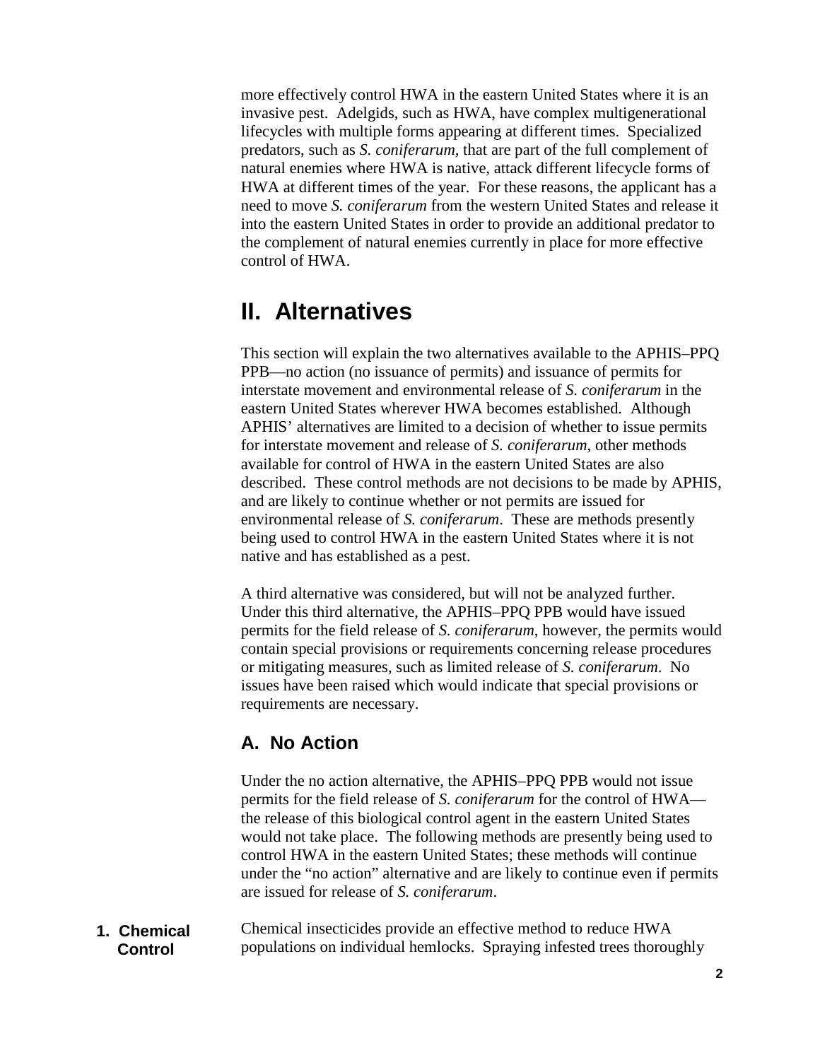more effectively control HWA in the eastern United States where it is an invasive pest. Adelgids, such as HWA, have complex multigenerational lifecycles with multiple forms appearing at different times. Specialized predators, such as *S. coniferarum*, that are part of the full complement of natural enemies where HWA is native, attack different lifecycle forms of HWA at different times of the year. For these reasons, the applicant has a need to move *S. coniferarum* from the western United States and release it into the eastern United States in order to provide an additional predator to the complement of natural enemies currently in place for more effective control of HWA.

# II. Alternatives

This section will explain the two alternatives available to the APHIS–PPQ PPB—no action (no issuance of permits) and issuance of permits for interstate movement and environmental release of *S. coniferarum* in the eastern United States wherever HWA becomes established. Although APHIS' alternatives are limited to a decision of whether to issue permits for interstate movement and release of *S. coniferarum*, other methods available for control of HWA in the eastern United States are also described. These control methods are not decisions to be made by APHIS, and are likely to continue whether or not permits are issued for environmental release of *S. coniferarum*. These are methods presently being used to control HWA in the eastern United States where it is not native and has established as a pest.

A third alternative was considered, but will not be analyzed further. Under this third alternative, the APHIS–PPQ PPB would have issued permits for the field release of *S. coniferarum*, however, the permits would contain special provisions or requirements concerning release procedures or mitigating measures, such as limited release of *S. coniferarum*. No issues have been raised which would indicate that special provisions or requirements are necessary.

## A. No Action

Under the no action alternative, the APHIS–PPQ PPB would not issue permits for the field release of *S. coniferarum* for the control of HWA—the release of this biological control agent in the eastern United States would not take place. The following methods are presently being used to control HWA in the eastern United States; these methods will continue under the "no action" alternative and are likely to continue even if permits are issued for release of *S. coniferarum*.

**1. Chemical Control**

Chemical insecticides provide an effective method to reduce HWA populations on individual hemlocks. Spraying infested trees thoroughly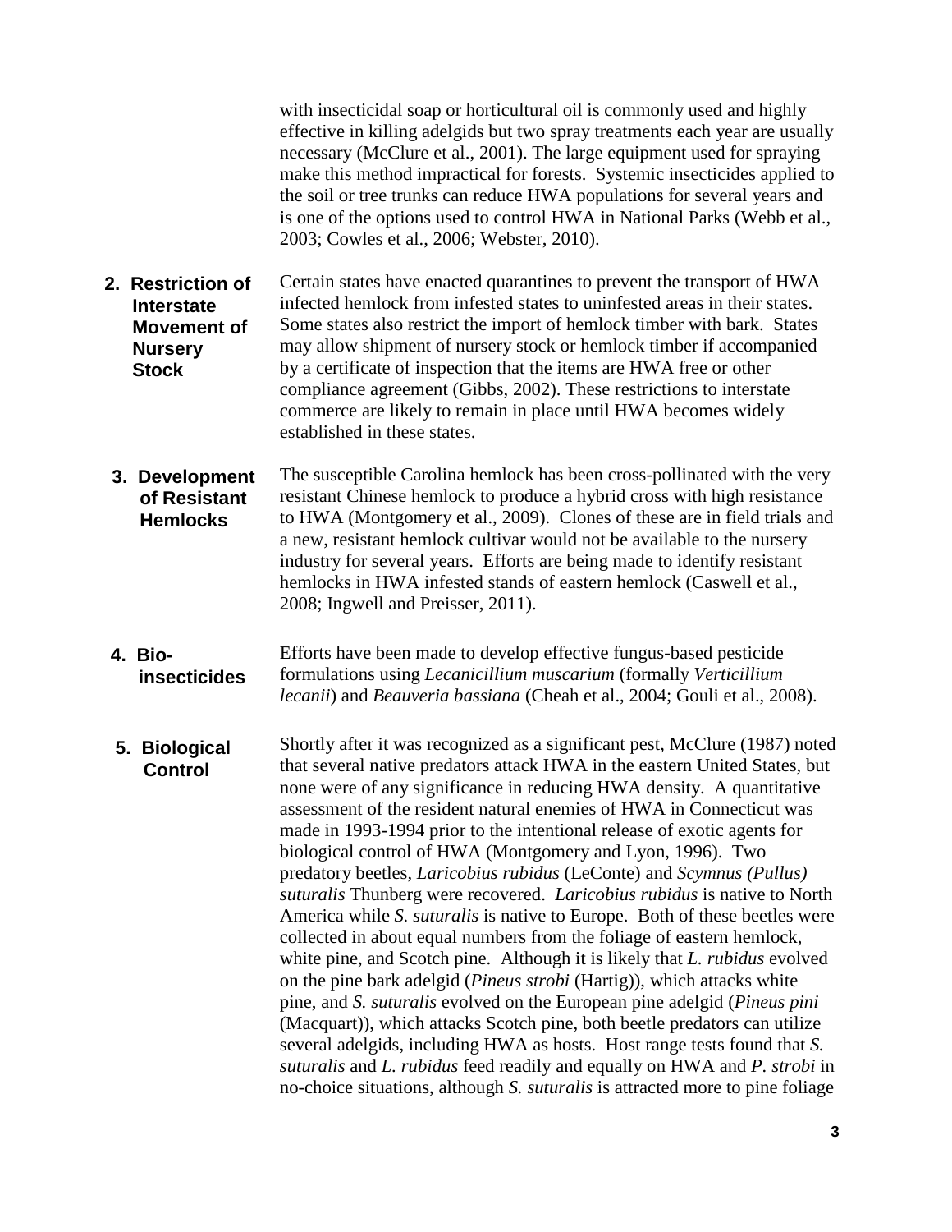with insecticidal soap or horticultural oil is commonly used and highly effective in killing adelgids but two spray treatments each year are usually necessary (McClure et al., 2001). The large equipment used for spraying make this method impractical for forests. Systemic insecticides applied to the soil or tree trunks can reduce HWA populations for several years and is one of the options used to control HWA in National Parks (Webb et al., 2003; Cowles et al., 2006; Webster, 2010).

**2. Restriction of Interstate Movement of Nursery Stock**

Certain states have enacted quarantines to prevent the transport of HWA infected hemlock from infested states to uninfested areas in their states. Some states also restrict the import of hemlock timber with bark. States may allow shipment of nursery stock or hemlock timber if accompanied by a certificate of inspection that the items are HWA free or other compliance agreement (Gibbs, 2002). These restrictions to interstate commerce are likely to remain in place until HWA becomes widely established in these states.

**3. Development of Resistant Hemlocks**

The susceptible Carolina hemlock has been cross-pollinated with the very resistant Chinese hemlock to produce a hybrid cross with high resistance to HWA (Montgomery et al., 2009). Clones of these are in field trials and a new, resistant hemlock cultivar would not be available to the nursery industry for several years. Efforts are being made to identify resistant hemlocks in HWA infested stands of eastern hemlock (Caswell et al., 2008; Ingwell and Preisser, 2011).

**4. Bio-insecticides**

Efforts have been made to develop effective fungus-based pesticide formulations using *Lecanicillium muscarium* (formally *Verticillium lecanii*) and *Beauveria bassiana* (Cheah et al., 2004; Gouli et al., 2008).

**5. Biological Control**

Shortly after it was recognized as a significant pest, McClure (1987) noted that several native predators attack HWA in the eastern United States, but none were of any significance in reducing HWA density. A quantitative assessment of the resident natural enemies of HWA in Connecticut was made in 1993-1994 prior to the intentional release of exotic agents for biological control of HWA (Montgomery and Lyon, 1996). Two predatory beetles, *Laricobius rubidus* (LeConte) and *Scymnus (Pullus) suturalis* Thunberg were recovered. *Laricobius rubidus* is native to North America while *S. suturalis* is native to Europe. Both of these beetles were collected in about equal numbers from the foliage of eastern hemlock, white pine, and Scotch pine. Although it is likely that *L. rubidus* evolved on the pine bark adelgid (*Pineus strobi* (Hartig)), which attacks white pine, and *S. suturalis* evolved on the European pine adelgid (*Pineus pini* (Macquart)), which attacks Scotch pine, both beetle predators can utilize several adelgids, including HWA as hosts. Host range tests found that *S. suturalis* and *L. rubidus* feed readily and equally on HWA and *P. strobi* in no-choice situations, although *S. suturalis* is attracted more to pine foliage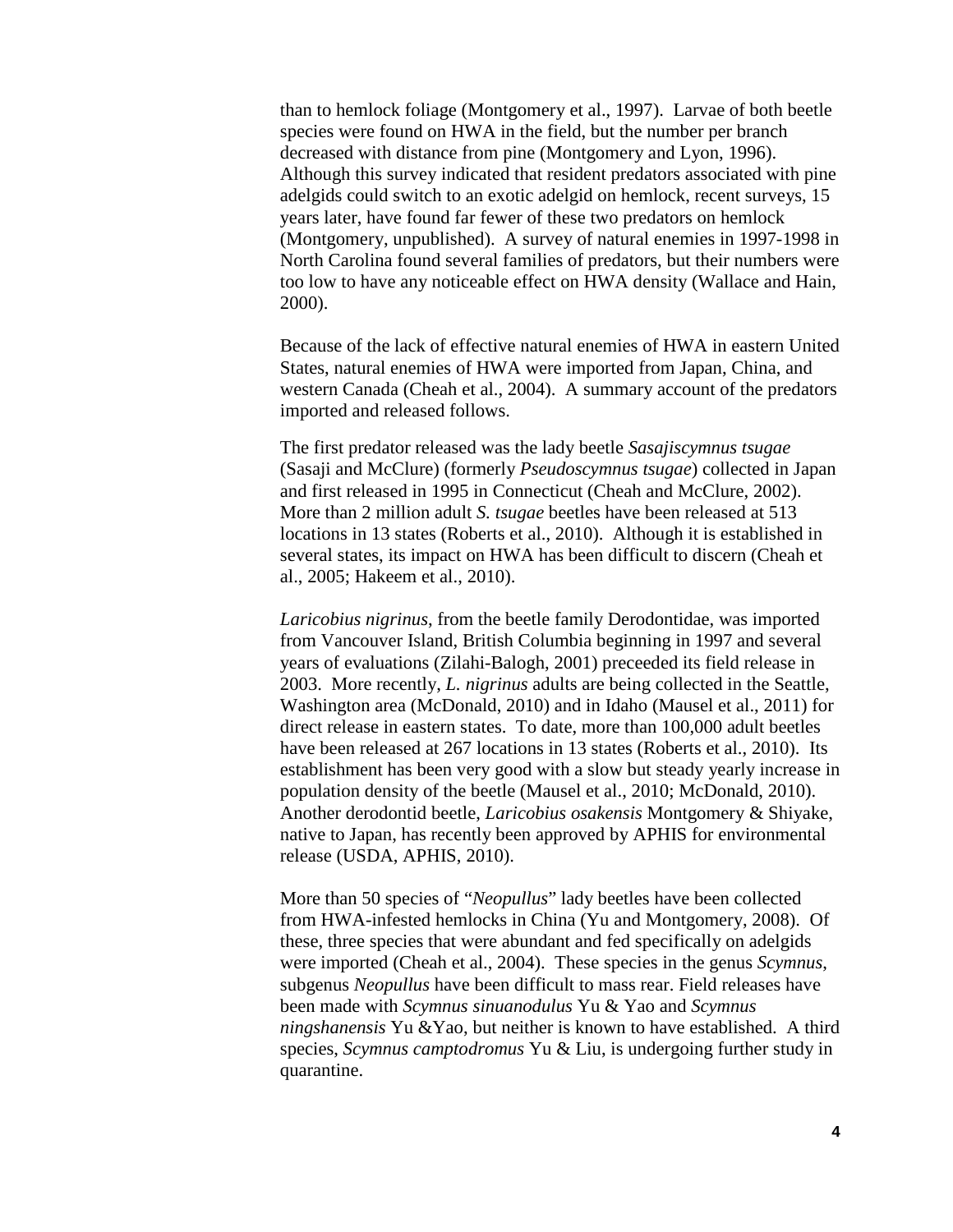than to hemlock foliage (Montgomery et al., 1997). Larvae of both beetle species were found on HWA in the field, but the number per branch decreased with distance from pine (Montgomery and Lyon, 1996). Although this survey indicated that resident predators associated with pine adelgids could switch to an exotic adelgid on hemlock, recent surveys, 15 years later, have found far fewer of these two predators on hemlock (Montgomery, unpublished). A survey of natural enemies in 1997-1998 in North Carolina found several families of predators, but their numbers were too low to have any noticeable effect on HWA density (Wallace and Hain, 2000).

Because of the lack of effective natural enemies of HWA in eastern United States, natural enemies of HWA were imported from Japan, China, and western Canada (Cheah et al., 2004). A summary account of the predators imported and released follows.

The first predator released was the lady beetle *Sasajiscymnus tsugae* (Sasaji and McClure) (formerly *Pseudoscymnus tsugae*) collected in Japan and first released in 1995 in Connecticut (Cheah and McClure, 2002). More than 2 million adult *S. tsugae* beetles have been released at 513 locations in 13 states (Roberts et al., 2010). Although it is established in several states, its impact on HWA has been difficult to discern (Cheah et al., 2005; Hakeem et al., 2010).

*Laricobius nigrinus*, from the beetle family Derodontidae, was imported from Vancouver Island, British Columbia beginning in 1997 and several years of evaluations (Zilahi-Balogh, 2001) preceeded its field release in 2003. More recently, *L. nigrinus* adults are being collected in the Seattle, Washington area (McDonald, 2010) and in Idaho (Mausel et al., 2011) for direct release in eastern states. To date, more than 100,000 adult beetles have been released at 267 locations in 13 states (Roberts et al., 2010). Its establishment has been very good with a slow but steady yearly increase in population density of the beetle (Mausel et al., 2010; McDonald, 2010). Another derodontid beetle, *Laricobius osakensis* Montgomery & Shiyake, native to Japan, has recently been approved by APHIS for environmental release (USDA, APHIS, 2010).

More than 50 species of "*Neopullus*" lady beetles have been collected from HWA-infested hemlocks in China (Yu and Montgomery, 2008). Of these, three species that were abundant and fed specifically on adelgids were imported (Cheah et al., 2004). These species in the genus *Scymnus*, subgenus *Neopullus* have been difficult to mass rear. Field releases have been made with *Scymnus sinuanodulus* Yu & Yao and *Scymnus ningshanensis* Yu &Yao, but neither is known to have established. A third species, *Scymnus camptodromus* Yu & Liu, is undergoing further study in quarantine.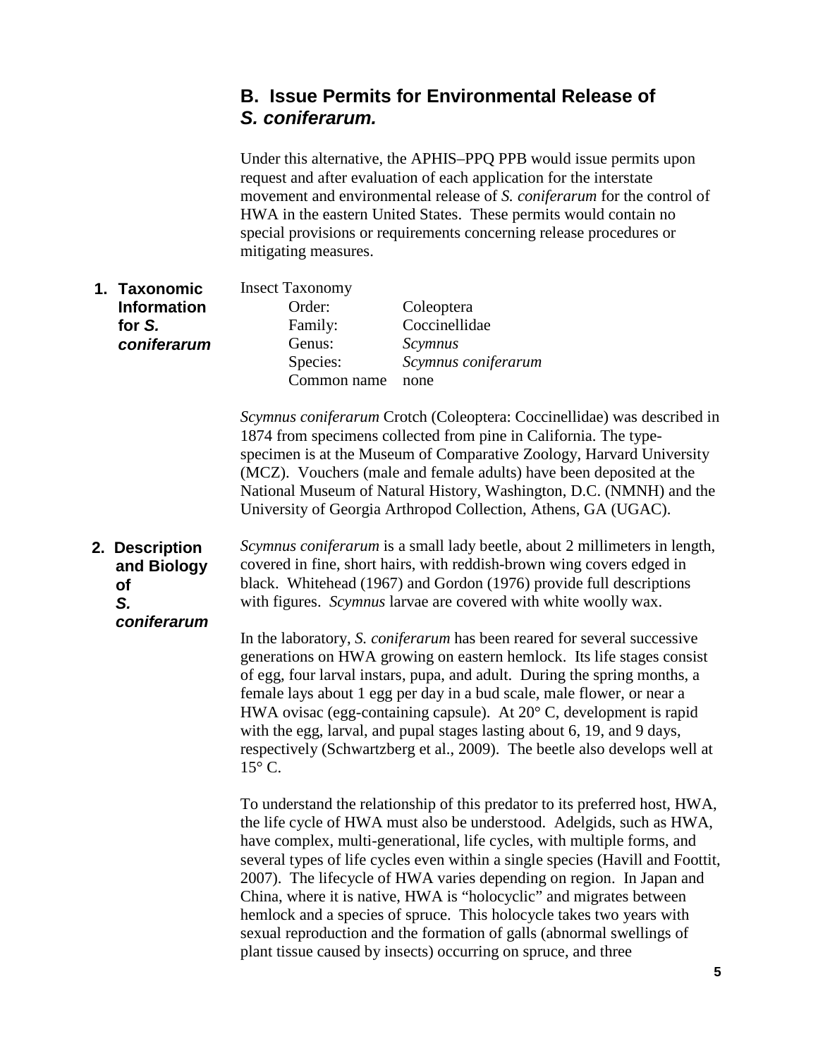## B. Issue Permits for Environmental Release of *S. coniferarum.*

Under this alternative, the APHIS–PPQ PPB would issue permits upon request and after evaluation of each application for the interstate movement and environmental release of *S. coniferarum* for the control of HWA in the eastern United States. These permits would contain no special provisions or requirements concerning release procedures or mitigating measures.

### 1. Taxonomic Information for *S. coniferarum*

Insect Taxonomy

| | |
|---|---|
| Order: | Coleoptera |
| Family: | Coccinellidae |
| Genus: | *Scymnus* |
| Species: | *Scymnus coniferarum* |
| Common name | none |

*Scymnus coniferarum* Crotch (Coleoptera: Coccinellidae) was described in 1874 from specimens collected from pine in California. The type-specimen is at the Museum of Comparative Zoology, Harvard University (MCZ). Vouchers (male and female adults) have been deposited at the National Museum of Natural History, Washington, D.C. (NMNH) and the University of Georgia Arthropod Collection, Athens, GA (UGAC).

### 2. Description and Biology of *S. coniferarum*

*Scymnus coniferarum* is a small lady beetle, about 2 millimeters in length, covered in fine, short hairs, with reddish-brown wing covers edged in black. Whitehead (1967) and Gordon (1976) provide full descriptions with figures. *Scymnus* larvae are covered with white woolly wax.

In the laboratory, *S. coniferarum* has been reared for several successive generations on HWA growing on eastern hemlock. Its life stages consist of egg, four larval instars, pupa, and adult. During the spring months, a female lays about 1 egg per day in a bud scale, male flower, or near a HWA ovisac (egg-containing capsule). At 20° C, development is rapid with the egg, larval, and pupal stages lasting about 6, 19, and 9 days, respectively (Schwartzberg et al., 2009). The beetle also develops well at 15° C.

To understand the relationship of this predator to its preferred host, HWA, the life cycle of HWA must also be understood. Adelgids, such as HWA, have complex, multi-generational, life cycles, with multiple forms, and several types of life cycles even within a single species (Havill and Foottit, 2007). The lifecycle of HWA varies depending on region. In Japan and China, where it is native, HWA is "holocyclic" and migrates between hemlock and a species of spruce. This holocycle takes two years with sexual reproduction and the formation of galls (abnormal swellings of plant tissue caused by insects) occurring on spruce, and three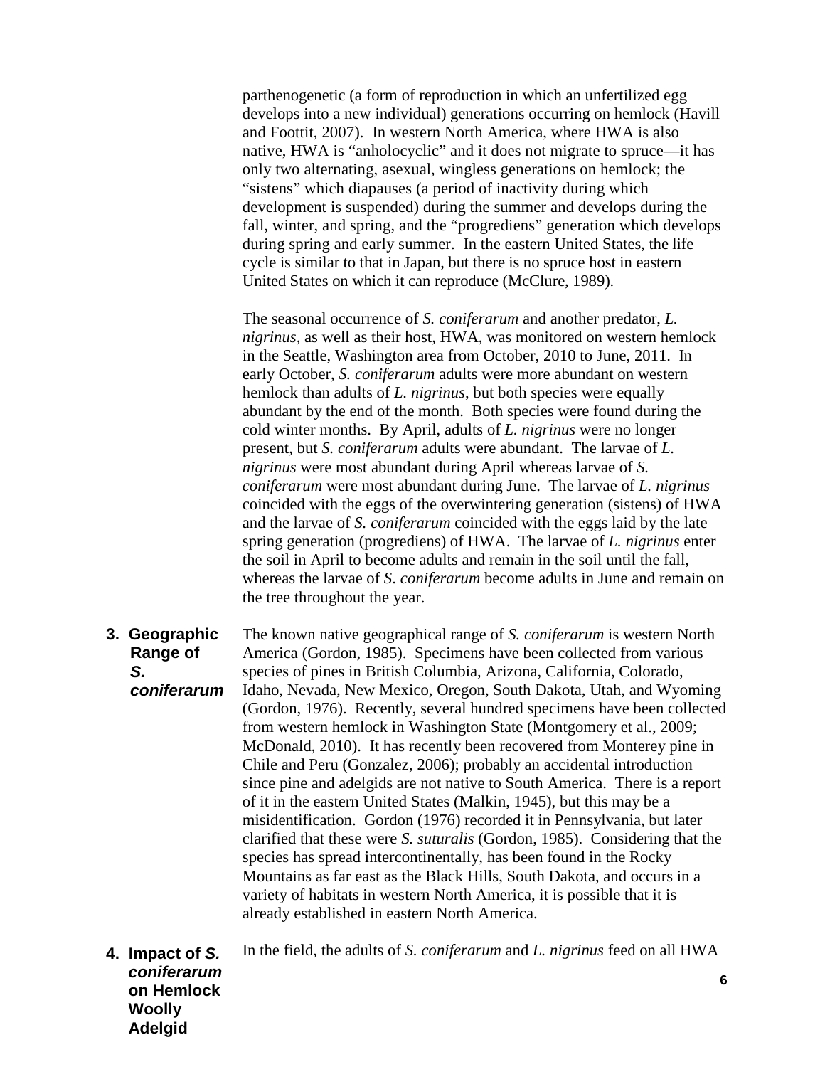parthenogenetic (a form of reproduction in which an unfertilized egg develops into a new individual) generations occurring on hemlock (Havill and Foottit, 2007). In western North America, where HWA is also native, HWA is "anholocyclic" and it does not migrate to spruce—it has only two alternating, asexual, wingless generations on hemlock; the "sistens" which diapauses (a period of inactivity during which development is suspended) during the summer and develops during the fall, winter, and spring, and the "progrediens" generation which develops during spring and early summer. In the eastern United States, the life cycle is similar to that in Japan, but there is no spruce host in eastern United States on which it can reproduce (McClure, 1989).

The seasonal occurrence of *S. coniferarum* and another predator, *L. nigrinus*, as well as their host, HWA, was monitored on western hemlock in the Seattle, Washington area from October, 2010 to June, 2011. In early October, *S. coniferarum* adults were more abundant on western hemlock than adults of *L. nigrinus*, but both species were equally abundant by the end of the month. Both species were found during the cold winter months. By April, adults of *L. nigrinus* were no longer present, but *S. coniferarum* adults were abundant. The larvae of *L. nigrinus* were most abundant during April whereas larvae of *S. coniferarum* were most abundant during June. The larvae of *L. nigrinus* coincided with the eggs of the overwintering generation (sistens) of HWA and the larvae of *S. coniferarum* coincided with the eggs laid by the late spring generation (progrediens) of HWA. The larvae of *L. nigrinus* enter the soil in April to become adults and remain in the soil until the fall, whereas the larvae of *S. coniferarum* become adults in June and remain on the tree throughout the year.

## 3. Geographic Range of *S. coniferarum*

The known native geographical range of *S. coniferarum* is western North America (Gordon, 1985). Specimens have been collected from various species of pines in British Columbia, Arizona, California, Colorado, Idaho, Nevada, New Mexico, Oregon, South Dakota, Utah, and Wyoming (Gordon, 1976). Recently, several hundred specimens have been collected from western hemlock in Washington State (Montgomery et al., 2009; McDonald, 2010). It has recently been recovered from Monterey pine in Chile and Peru (Gonzalez, 2006); probably an accidental introduction since pine and adelgids are not native to South America. There is a report of it in the eastern United States (Malkin, 1945), but this may be a misidentification. Gordon (1976) recorded it in Pennsylvania, but later clarified that these were *S. suturalis* (Gordon, 1985). Considering that the species has spread intercontinentally, has been found in the Rocky Mountains as far east as the Black Hills, South Dakota, and occurs in a variety of habitats in western North America, it is possible that it is already established in eastern North America.

## 4. Impact of *S. coniferarum* on Hemlock Woolly Adelgid

In the field, the adults of *S. coniferarum* and *L. nigrinus* feed on all HWA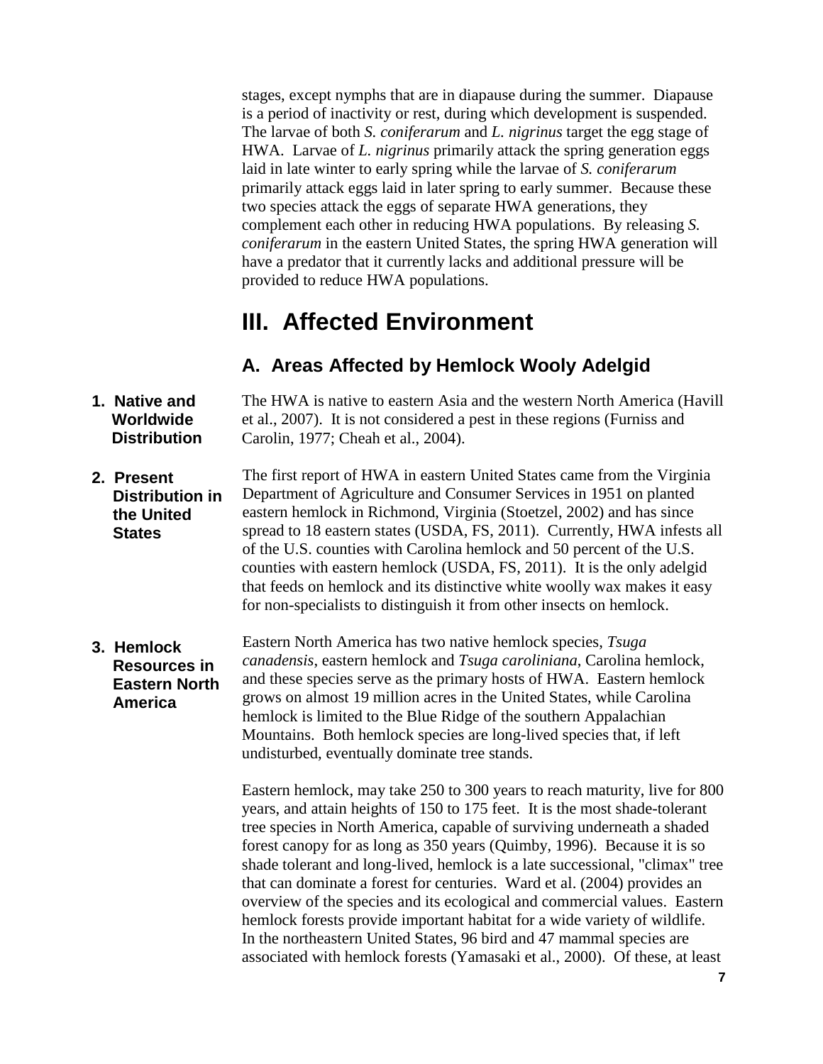stages, except nymphs that are in diapause during the summer. Diapause is a period of inactivity or rest, during which development is suspended. The larvae of both *S. coniferarum* and *L. nigrinus* target the egg stage of HWA. Larvae of *L. nigrinus* primarily attack the spring generation eggs laid in late winter to early spring while the larvae of *S. coniferarum* primarily attack eggs laid in later spring to early summer. Because these two species attack the eggs of separate HWA generations, they complement each other in reducing HWA populations. By releasing *S. coniferarum* in the eastern United States, the spring HWA generation will have a predator that it currently lacks and additional pressure will be provided to reduce HWA populations.

# III. Affected Environment

## A. Areas Affected by Hemlock Wooly Adelgid

**1. Native and Worldwide Distribution**

The HWA is native to eastern Asia and the western North America (Havill et al., 2007). It is not considered a pest in these regions (Furniss and Carolin, 1977; Cheah et al., 2004).

**2. Present Distribution in the United States**

The first report of HWA in eastern United States came from the Virginia Department of Agriculture and Consumer Services in 1951 on planted eastern hemlock in Richmond, Virginia (Stoetzel, 2002) and has since spread to 18 eastern states (USDA, FS, 2011). Currently, HWA infests all of the U.S. counties with Carolina hemlock and 50 percent of the U.S. counties with eastern hemlock (USDA, FS, 2011). It is the only adelgid that feeds on hemlock and its distinctive white woolly wax makes it easy for non-specialists to distinguish it from other insects on hemlock.

**3. Hemlock Resources in Eastern North America**

Eastern North America has two native hemlock species, *Tsuga canadensis*, eastern hemlock and *Tsuga caroliniana*, Carolina hemlock, and these species serve as the primary hosts of HWA. Eastern hemlock grows on almost 19 million acres in the United States, while Carolina hemlock is limited to the Blue Ridge of the southern Appalachian Mountains. Both hemlock species are long-lived species that, if left undisturbed, eventually dominate tree stands.

Eastern hemlock, may take 250 to 300 years to reach maturity, live for 800 years, and attain heights of 150 to 175 feet. It is the most shade-tolerant tree species in North America, capable of surviving underneath a shaded forest canopy for as long as 350 years (Quimby, 1996). Because it is so shade tolerant and long-lived, hemlock is a late successional, "climax" tree that can dominate a forest for centuries. Ward et al. (2004) provides an overview of the species and its ecological and commercial values. Eastern hemlock forests provide important habitat for a wide variety of wildlife. In the northeastern United States, 96 bird and 47 mammal species are associated with hemlock forests (Yamasaki et al., 2000). Of these, at least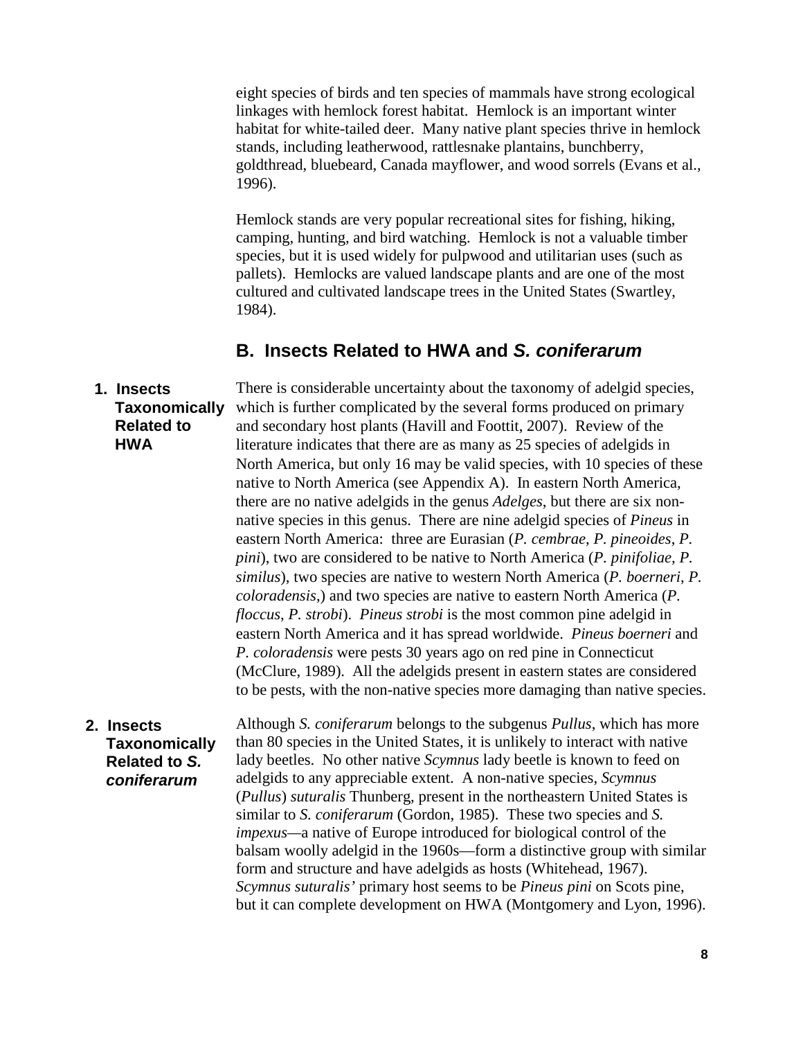eight species of birds and ten species of mammals have strong ecological linkages with hemlock forest habitat. Hemlock is an important winter habitat for white-tailed deer. Many native plant species thrive in hemlock stands, including leatherwood, rattlesnake plantains, bunchberry, goldthread, bluebeard, Canada mayflower, and wood sorrels (Evans et al., 1996).

Hemlock stands are very popular recreational sites for fishing, hiking, camping, hunting, and bird watching. Hemlock is not a valuable timber species, but it is used widely for pulpwood and utilitarian uses (such as pallets). Hemlocks are valued landscape plants and are one of the most cultured and cultivated landscape trees in the United States (Swartley, 1984).

## B. Insects Related to HWA and *S. coniferarum*

### 1. Insects Taxonomically Related to HWA

There is considerable uncertainty about the taxonomy of adelgid species, which is further complicated by the several forms produced on primary and secondary host plants (Havill and Foottit, 2007). Review of the literature indicates that there are as many as 25 species of adelgids in North America, but only 16 may be valid species, with 10 species of these native to North America (see Appendix A). In eastern North America, there are no native adelgids in the genus *Adelges*, but there are six non-native species in this genus. There are nine adelgid species of *Pineus* in eastern North America: three are Eurasian (*P. cembrae*, *P. pineoides*, *P. pini*), two are considered to be native to North America (*P. pinifoliae, P. similus*), two species are native to western North America (*P. boerneri*, *P. coloradensis*,) and two species are native to eastern North America (*P. floccus*, *P. strobi*). *Pineus strobi* is the most common pine adelgid in eastern North America and it has spread worldwide. *Pineus boerneri* and *P. coloradensis* were pests 30 years ago on red pine in Connecticut (McClure, 1989). All the adelgids present in eastern states are considered to be pests, with the non-native species more damaging than native species.

### 2. Insects Taxonomically Related to *S. coniferarum*

Although *S. coniferarum* belongs to the subgenus *Pullus*, which has more than 80 species in the United States, it is unlikely to interact with native lady beetles. No other native *Scymnus* lady beetle is known to feed on adelgids to any appreciable extent. A non-native species, *Scymnus* (*Pullus*) *suturalis* Thunberg, present in the northeastern United States is similar to *S. coniferarum* (Gordon, 1985). These two species and *S. impexus*—a native of Europe introduced for biological control of the balsam woolly adelgid in the 1960s—form a distinctive group with similar form and structure and have adelgids as hosts (Whitehead, 1967). *Scymnus suturalis'* primary host seems to be *Pineus pini* on Scots pine, but it can complete development on HWA (Montgomery and Lyon, 1996).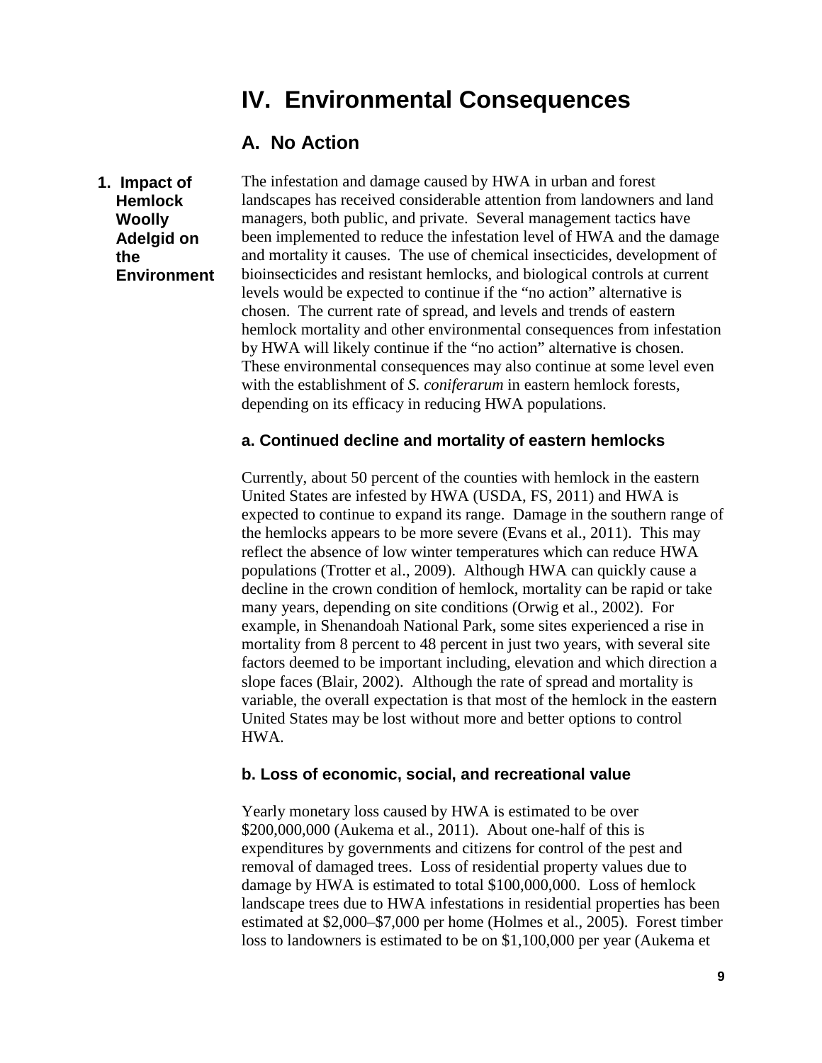# IV. Environmental Consequences

## A. No Action

### 1. Impact of Hemlock Woolly Adelgid on the Environment

The infestation and damage caused by HWA in urban and forest landscapes has received considerable attention from landowners and land managers, both public, and private. Several management tactics have been implemented to reduce the infestation level of HWA and the damage and mortality it causes. The use of chemical insecticides, development of bioinsecticides and resistant hemlocks, and biological controls at current levels would be expected to continue if the "no action" alternative is chosen. The current rate of spread, and levels and trends of eastern hemlock mortality and other environmental consequences from infestation by HWA will likely continue if the "no action" alternative is chosen. These environmental consequences may also continue at some level even with the establishment of *S. coniferarum* in eastern hemlock forests, depending on its efficacy in reducing HWA populations.

#### a. Continued decline and mortality of eastern hemlocks

Currently, about 50 percent of the counties with hemlock in the eastern United States are infested by HWA (USDA, FS, 2011) and HWA is expected to continue to expand its range. Damage in the southern range of the hemlocks appears to be more severe (Evans et al., 2011). This may reflect the absence of low winter temperatures which can reduce HWA populations (Trotter et al., 2009). Although HWA can quickly cause a decline in the crown condition of hemlock, mortality can be rapid or take many years, depending on site conditions (Orwig et al., 2002). For example, in Shenandoah National Park, some sites experienced a rise in mortality from 8 percent to 48 percent in just two years, with several site factors deemed to be important including, elevation and which direction a slope faces (Blair, 2002). Although the rate of spread and mortality is variable, the overall expectation is that most of the hemlock in the eastern United States may be lost without more and better options to control HWA.

#### b. Loss of economic, social, and recreational value

Yearly monetary loss caused by HWA is estimated to be over $200,000,000 (Aukema et al., 2011). About one-half of this is expenditures by governments and citizens for control of the pest and removal of damaged trees. Loss of residential property values due to damage by HWA is estimated to total $100,000,000. Loss of hemlock landscape trees due to HWA infestations in residential properties has been estimated at $2,000–$7,000 per home (Holmes et al., 2005). Forest timber loss to landowners is estimated to be on $1,100,000 per year (Aukema et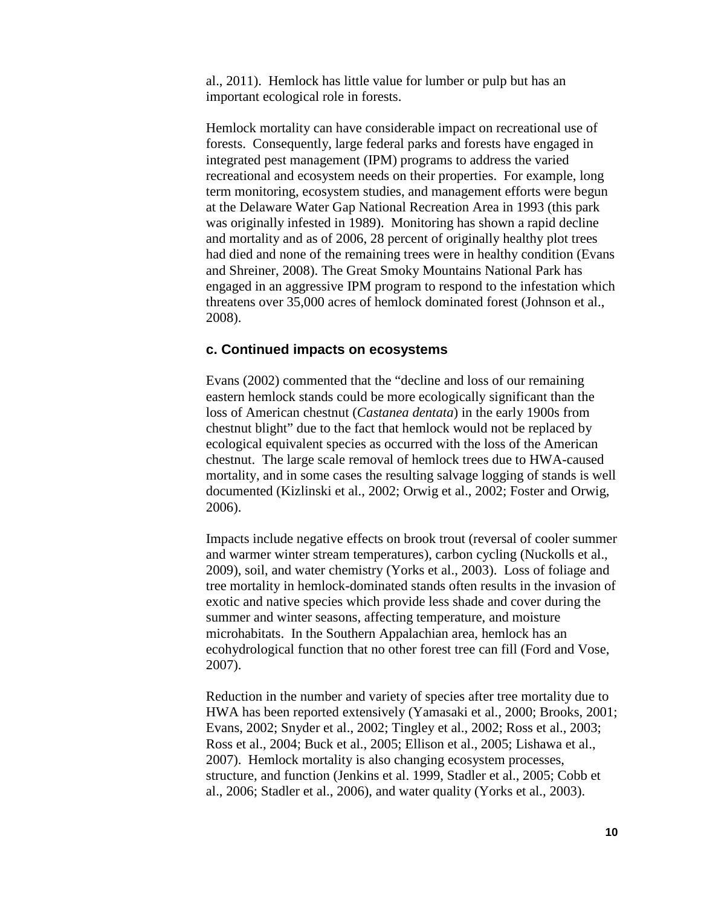al., 2011). Hemlock has little value for lumber or pulp but has an important ecological role in forests.

Hemlock mortality can have considerable impact on recreational use of forests. Consequently, large federal parks and forests have engaged in integrated pest management (IPM) programs to address the varied recreational and ecosystem needs on their properties. For example, long term monitoring, ecosystem studies, and management efforts were begun at the Delaware Water Gap National Recreation Area in 1993 (this park was originally infested in 1989). Monitoring has shown a rapid decline and mortality and as of 2006, 28 percent of originally healthy plot trees had died and none of the remaining trees were in healthy condition (Evans and Shreiner, 2008). The Great Smoky Mountains National Park has engaged in an aggressive IPM program to respond to the infestation which threatens over 35,000 acres of hemlock dominated forest (Johnson et al., 2008).

### c. Continued impacts on ecosystems

Evans (2002) commented that the "decline and loss of our remaining eastern hemlock stands could be more ecologically significant than the loss of American chestnut (*Castanea dentata*) in the early 1900s from chestnut blight" due to the fact that hemlock would not be replaced by ecological equivalent species as occurred with the loss of the American chestnut. The large scale removal of hemlock trees due to HWA-caused mortality, and in some cases the resulting salvage logging of stands is well documented (Kizlinski et al., 2002; Orwig et al., 2002; Foster and Orwig, 2006).

Impacts include negative effects on brook trout (reversal of cooler summer and warmer winter stream temperatures), carbon cycling (Nuckolls et al., 2009), soil, and water chemistry (Yorks et al., 2003). Loss of foliage and tree mortality in hemlock-dominated stands often results in the invasion of exotic and native species which provide less shade and cover during the summer and winter seasons, affecting temperature, and moisture microhabitats. In the Southern Appalachian area, hemlock has an ecohydrological function that no other forest tree can fill (Ford and Vose, 2007).

Reduction in the number and variety of species after tree mortality due to HWA has been reported extensively (Yamasaki et al., 2000; Brooks, 2001; Evans, 2002; Snyder et al., 2002; Tingley et al., 2002; Ross et al., 2003; Ross et al., 2004; Buck et al., 2005; Ellison et al., 2005; Lishawa et al., 2007). Hemlock mortality is also changing ecosystem processes, structure, and function (Jenkins et al. 1999, Stadler et al., 2005; Cobb et al., 2006; Stadler et al., 2006), and water quality (Yorks et al., 2003).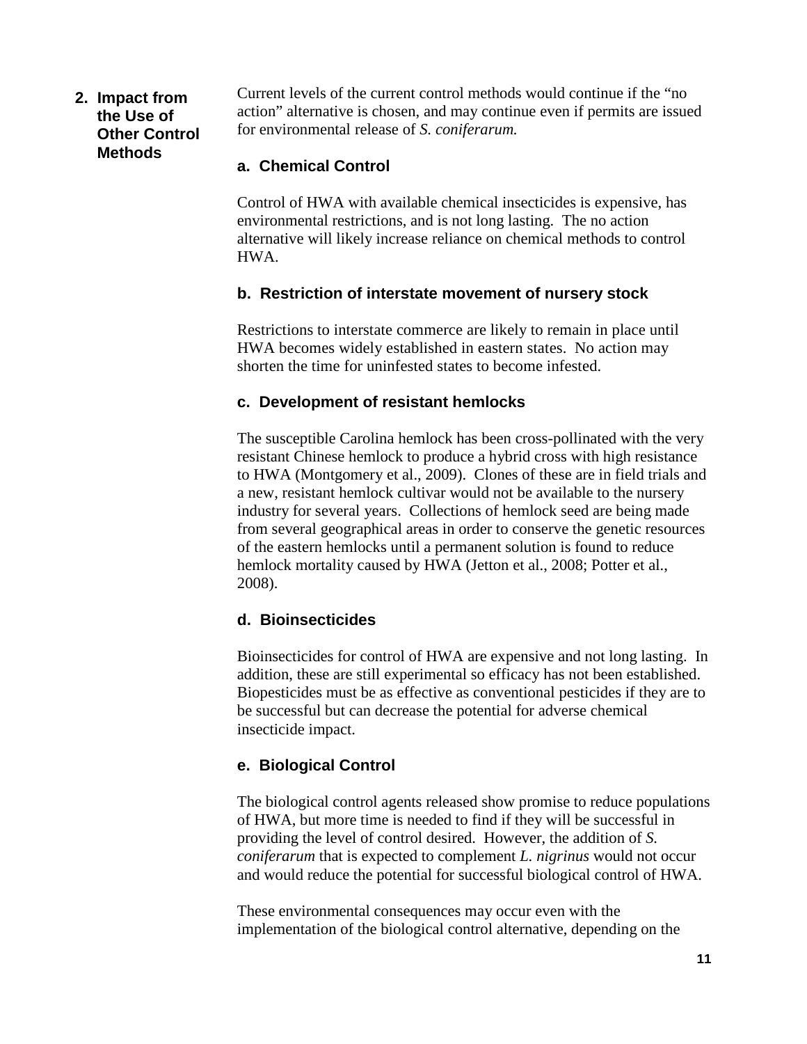## 2. Impact from the Use of Other Control Methods

Current levels of the current control methods would continue if the "no action" alternative is chosen, and may continue even if permits are issued for environmental release of *S. coniferarum.*

### a. Chemical Control

Control of HWA with available chemical insecticides is expensive, has environmental restrictions, and is not long lasting. The no action alternative will likely increase reliance on chemical methods to control HWA.

### b. Restriction of interstate movement of nursery stock

Restrictions to interstate commerce are likely to remain in place until HWA becomes widely established in eastern states. No action may shorten the time for uninfested states to become infested.

### c. Development of resistant hemlocks

The susceptible Carolina hemlock has been cross-pollinated with the very resistant Chinese hemlock to produce a hybrid cross with high resistance to HWA (Montgomery et al., 2009). Clones of these are in field trials and a new, resistant hemlock cultivar would not be available to the nursery industry for several years. Collections of hemlock seed are being made from several geographical areas in order to conserve the genetic resources of the eastern hemlocks until a permanent solution is found to reduce hemlock mortality caused by HWA (Jetton et al., 2008; Potter et al., 2008).

### d. Bioinsecticides

Bioinsecticides for control of HWA are expensive and not long lasting. In addition, these are still experimental so efficacy has not been established. Biopesticides must be as effective as conventional pesticides if they are to be successful but can decrease the potential for adverse chemical insecticide impact.

### e. Biological Control

The biological control agents released show promise to reduce populations of HWA, but more time is needed to find if they will be successful in providing the level of control desired. However, the addition of *S. coniferarum* that is expected to complement *L. nigrinus* would not occur and would reduce the potential for successful biological control of HWA.

These environmental consequences may occur even with the implementation of the biological control alternative, depending on the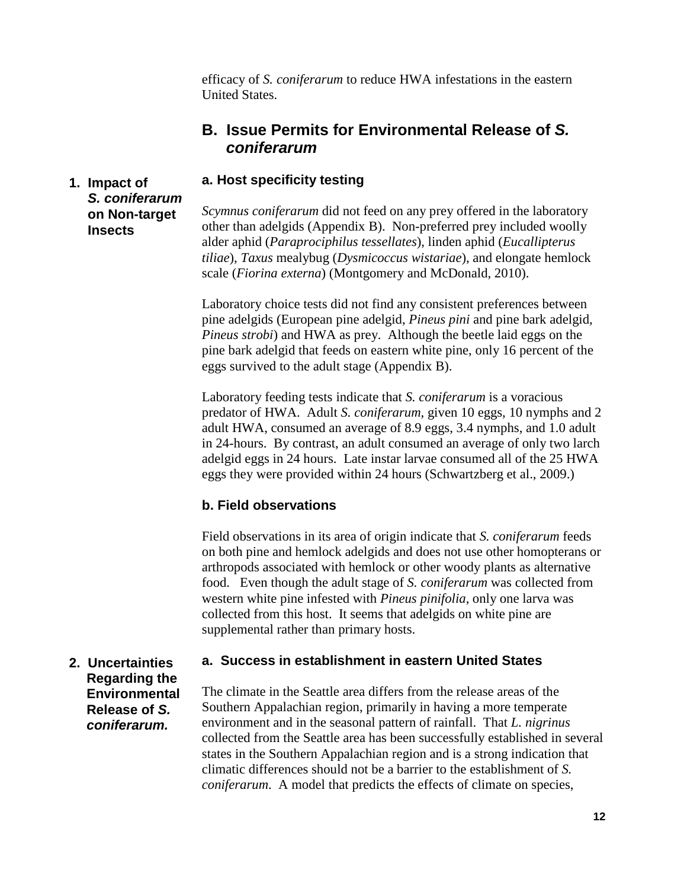efficacy of *S. coniferarum* to reduce HWA infestations in the eastern United States.

## B. Issue Permits for Environmental Release of *S. coniferarum*

### 1. Impact of *S. coniferarum* on Non-target Insects

#### a. Host specificity testing

*Scymnus coniferarum* did not feed on any prey offered in the laboratory other than adelgids (Appendix B). Non-preferred prey included woolly alder aphid (*Paraprociphilus tessellates*), linden aphid (*Eucallipterus tiliae*), *Taxus* mealybug (*Dysmicoccus wistariae*), and elongate hemlock scale (*Fiorina externa*) (Montgomery and McDonald, 2010).

Laboratory choice tests did not find any consistent preferences between pine adelgids (European pine adelgid, *Pineus pini* and pine bark adelgid, *Pineus strobi*) and HWA as prey. Although the beetle laid eggs on the pine bark adelgid that feeds on eastern white pine, only 16 percent of the eggs survived to the adult stage (Appendix B).

Laboratory feeding tests indicate that *S. coniferarum* is a voracious predator of HWA. Adult *S. coniferarum*, given 10 eggs, 10 nymphs and 2 adult HWA, consumed an average of 8.9 eggs, 3.4 nymphs, and 1.0 adult in 24-hours. By contrast, an adult consumed an average of only two larch adelgid eggs in 24 hours. Late instar larvae consumed all of the 25 HWA eggs they were provided within 24 hours (Schwartzberg et al., 2009.)

#### b. Field observations

Field observations in its area of origin indicate that *S. coniferarum* feeds on both pine and hemlock adelgids and does not use other homopterans or arthropods associated with hemlock or other woody plants as alternative food. Even though the adult stage of *S. coniferarum* was collected from western white pine infested with *Pineus pinifolia*, only one larva was collected from this host. It seems that adelgids on white pine are supplemental rather than primary hosts.

### 2. Uncertainties Regarding the Environmental Release of *S. coniferarum.*

#### a. Success in establishment in eastern United States

The climate in the Seattle area differs from the release areas of the Southern Appalachian region, primarily in having a more temperate environment and in the seasonal pattern of rainfall. That *L. nigrinus* collected from the Seattle area has been successfully established in several states in the Southern Appalachian region and is a strong indication that climatic differences should not be a barrier to the establishment of *S. coniferarum*. A model that predicts the effects of climate on species,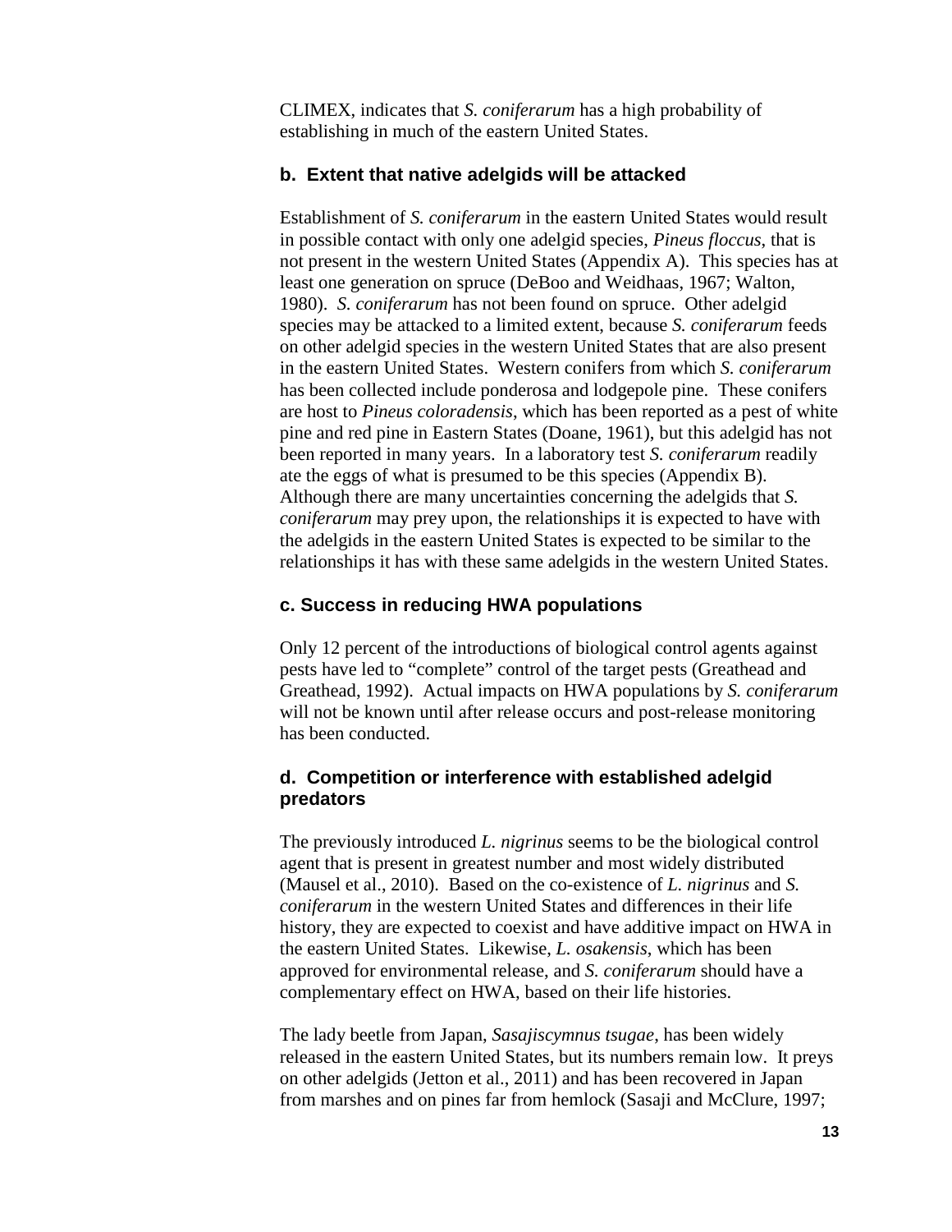CLIMEX, indicates that *S. coniferarum* has a high probability of establishing in much of the eastern United States.

### b. Extent that native adelgids will be attacked

Establishment of *S. coniferarum* in the eastern United States would result in possible contact with only one adelgid species, *Pineus floccus*, that is not present in the western United States (Appendix A). This species has at least one generation on spruce (DeBoo and Weidhaas, 1967; Walton, 1980). *S. coniferarum* has not been found on spruce. Other adelgid species may be attacked to a limited extent, because *S. coniferarum* feeds on other adelgid species in the western United States that are also present in the eastern United States. Western conifers from which *S. coniferarum* has been collected include ponderosa and lodgepole pine. These conifers are host to *Pineus coloradensis*, which has been reported as a pest of white pine and red pine in Eastern States (Doane, 1961), but this adelgid has not been reported in many years. In a laboratory test *S. coniferarum* readily ate the eggs of what is presumed to be this species (Appendix B). Although there are many uncertainties concerning the adelgids that *S. coniferarum* may prey upon, the relationships it is expected to have with the adelgids in the eastern United States is expected to be similar to the relationships it has with these same adelgids in the western United States.

### c. Success in reducing HWA populations

Only 12 percent of the introductions of biological control agents against pests have led to "complete" control of the target pests (Greathead and Greathead, 1992). Actual impacts on HWA populations by *S. coniferarum* will not be known until after release occurs and post-release monitoring has been conducted.

### d. Competition or interference with established adelgid predators

The previously introduced *L. nigrinus* seems to be the biological control agent that is present in greatest number and most widely distributed (Mausel et al., 2010). Based on the co-existence of *L. nigrinus* and *S. coniferarum* in the western United States and differences in their life history, they are expected to coexist and have additive impact on HWA in the eastern United States. Likewise, *L. osakensis*, which has been approved for environmental release, and *S. coniferarum* should have a complementary effect on HWA, based on their life histories.

The lady beetle from Japan, *Sasajiscymnus tsugae*, has been widely released in the eastern United States, but its numbers remain low. It preys on other adelgids (Jetton et al., 2011) and has been recovered in Japan from marshes and on pines far from hemlock (Sasaji and McClure, 1997;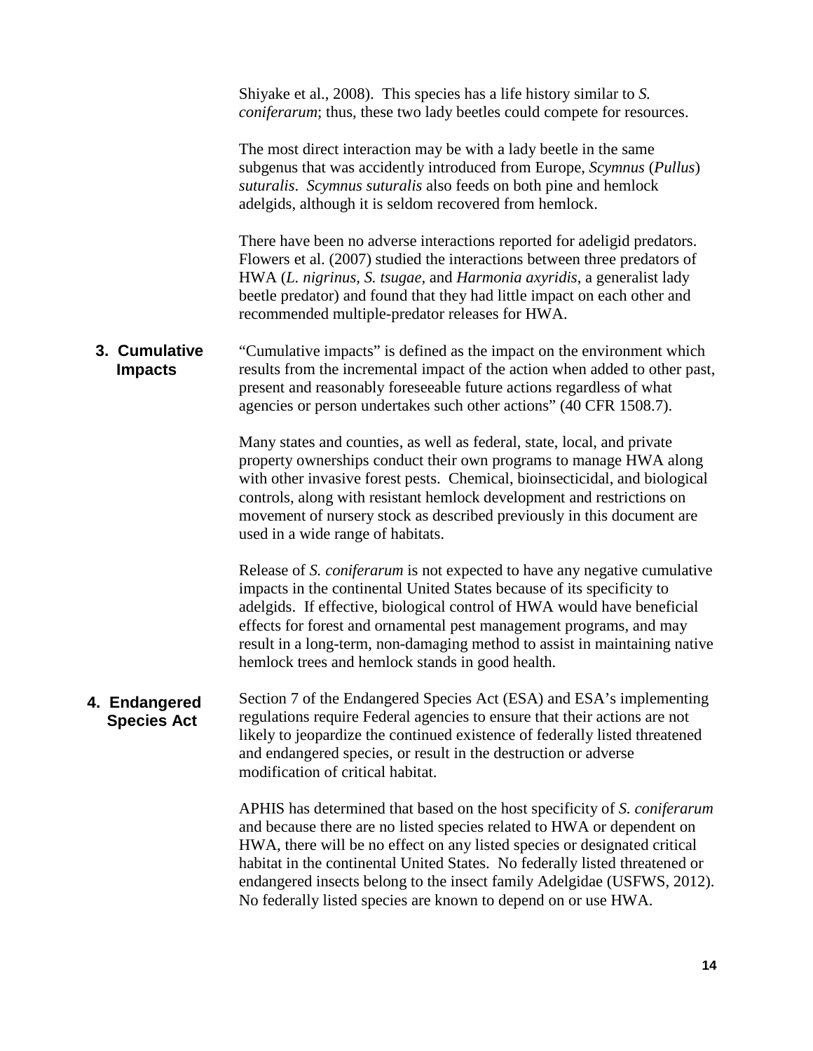Shiyake et al., 2008). This species has a life history similar to *S. coniferarum*; thus, these two lady beetles could compete for resources.

The most direct interaction may be with a lady beetle in the same subgenus that was accidently introduced from Europe, *Scymnus* (*Pullus*) *suturalis*. *Scymnus suturalis* also feeds on both pine and hemlock adelgids, although it is seldom recovered from hemlock.

There have been no adverse interactions reported for adeligid predators. Flowers et al. (2007) studied the interactions between three predators of HWA (*L. nigrinus*, *S. tsugae*, and *Harmonia axyridis*, a generalist lady beetle predator) and found that they had little impact on each other and recommended multiple-predator releases for HWA.

### 3. Cumulative Impacts

"Cumulative impacts" is defined as the impact on the environment which results from the incremental impact of the action when added to other past, present and reasonably foreseeable future actions regardless of what agencies or person undertakes such other actions" (40 CFR 1508.7).

Many states and counties, as well as federal, state, local, and private property ownerships conduct their own programs to manage HWA along with other invasive forest pests. Chemical, bioinsecticidal, and biological controls, along with resistant hemlock development and restrictions on movement of nursery stock as described previously in this document are used in a wide range of habitats.

Release of *S. coniferarum* is not expected to have any negative cumulative impacts in the continental United States because of its specificity to adelgids. If effective, biological control of HWA would have beneficial effects for forest and ornamental pest management programs, and may result in a long-term, non-damaging method to assist in maintaining native hemlock trees and hemlock stands in good health.

### 4. Endangered Species Act

Section 7 of the Endangered Species Act (ESA) and ESA's implementing regulations require Federal agencies to ensure that their actions are not likely to jeopardize the continued existence of federally listed threatened and endangered species, or result in the destruction or adverse modification of critical habitat.

APHIS has determined that based on the host specificity of *S. coniferarum* and because there are no listed species related to HWA or dependent on HWA, there will be no effect on any listed species or designated critical habitat in the continental United States. No federally listed threatened or endangered insects belong to the insect family Adelgidae (USFWS, 2012). No federally listed species are known to depend on or use HWA.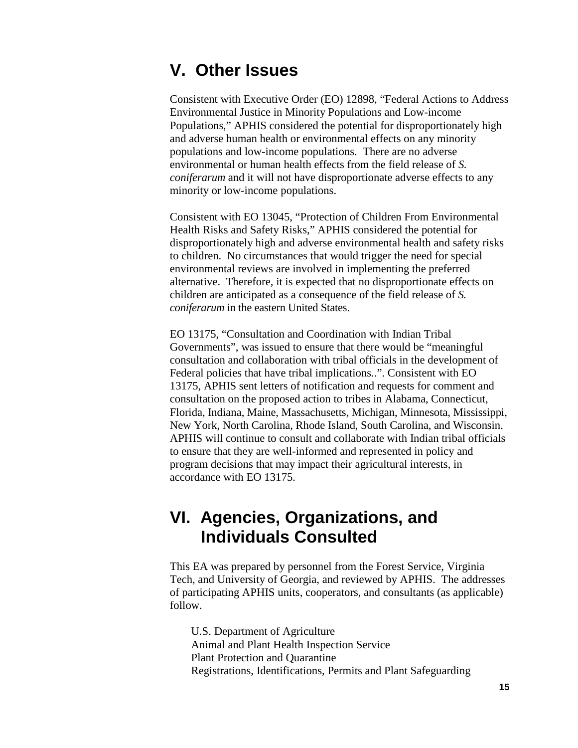# V. Other Issues

Consistent with Executive Order (EO) 12898, "Federal Actions to Address Environmental Justice in Minority Populations and Low-income Populations," APHIS considered the potential for disproportionately high and adverse human health or environmental effects on any minority populations and low-income populations. There are no adverse environmental or human health effects from the field release of *S. coniferarum* and it will not have disproportionate adverse effects to any minority or low-income populations.

Consistent with EO 13045, "Protection of Children From Environmental Health Risks and Safety Risks," APHIS considered the potential for disproportionately high and adverse environmental health and safety risks to children. No circumstances that would trigger the need for special environmental reviews are involved in implementing the preferred alternative. Therefore, it is expected that no disproportionate effects on children are anticipated as a consequence of the field release of *S. coniferarum* in the eastern United States.

EO 13175, "Consultation and Coordination with Indian Tribal Governments", was issued to ensure that there would be "meaningful consultation and collaboration with tribal officials in the development of Federal policies that have tribal implications..". Consistent with EO 13175, APHIS sent letters of notification and requests for comment and consultation on the proposed action to tribes in Alabama, Connecticut, Florida, Indiana, Maine, Massachusetts, Michigan, Minnesota, Mississippi, New York, North Carolina, Rhode Island, South Carolina, and Wisconsin. APHIS will continue to consult and collaborate with Indian tribal officials to ensure that they are well-informed and represented in policy and program decisions that may impact their agricultural interests, in accordance with EO 13175.

# VI. Agencies, Organizations, and Individuals Consulted

This EA was prepared by personnel from the Forest Service, Virginia Tech, and University of Georgia, and reviewed by APHIS. The addresses of participating APHIS units, cooperators, and consultants (as applicable) follow.

U.S. Department of Agriculture
Animal and Plant Health Inspection Service
Plant Protection and Quarantine
Registrations, Identifications, Permits and Plant Safeguarding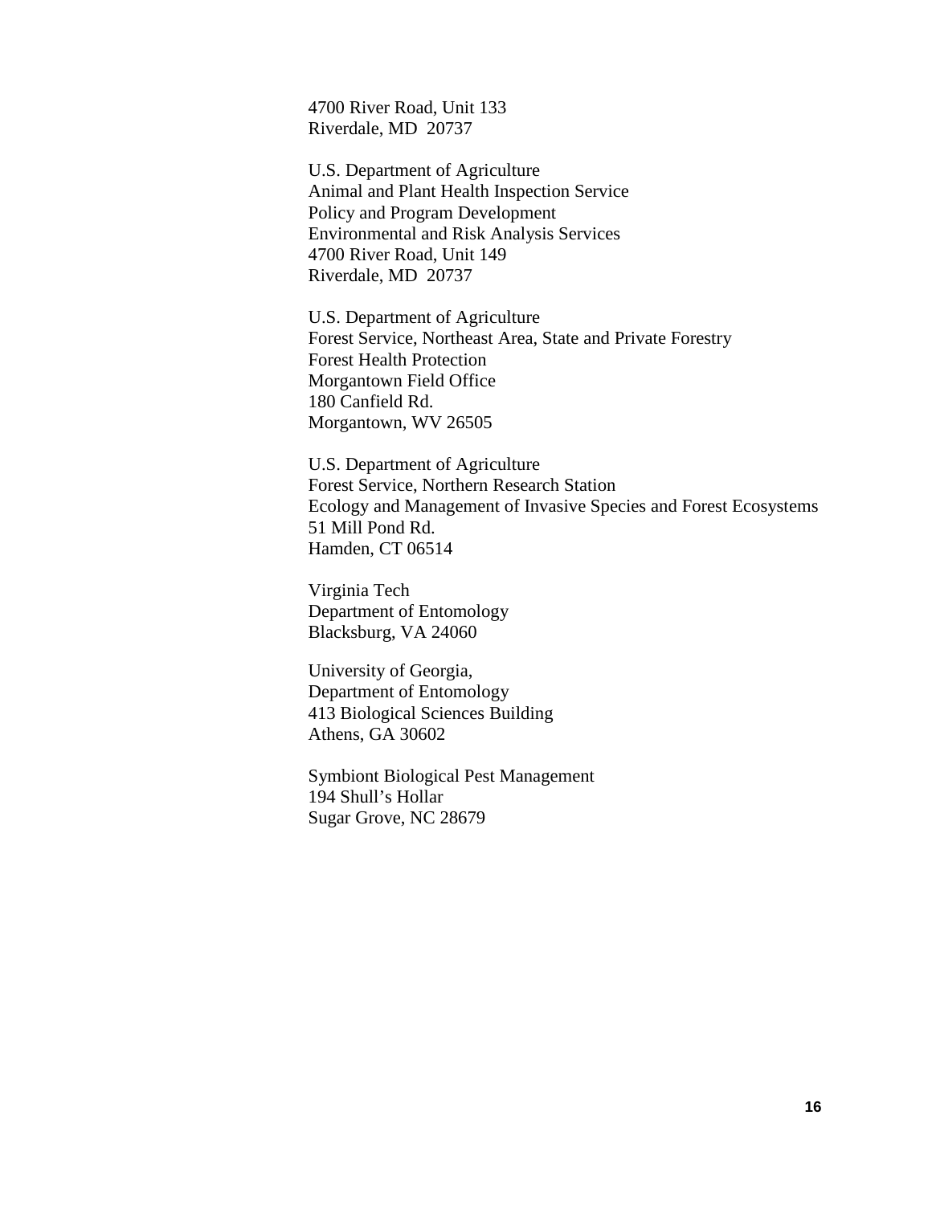4700 River Road, Unit 133
Riverdale, MD  20737

U.S. Department of Agriculture
Animal and Plant Health Inspection Service
Policy and Program Development
Environmental and Risk Analysis Services
4700 River Road, Unit 149
Riverdale, MD  20737

U.S. Department of Agriculture
Forest Service, Northeast Area, State and Private Forestry
Forest Health Protection
Morgantown Field Office
180 Canfield Rd.
Morgantown, WV 26505

U.S. Department of Agriculture
Forest Service, Northern Research Station
Ecology and Management of Invasive Species and Forest Ecosystems
51 Mill Pond Rd.
Hamden, CT 06514

Virginia Tech
Department of Entomology
Blacksburg, VA 24060

University of Georgia,
Department of Entomology
413 Biological Sciences Building
Athens, GA 30602

Symbiont Biological Pest Management
194 Shull's Hollar
Sugar Grove, NC 28679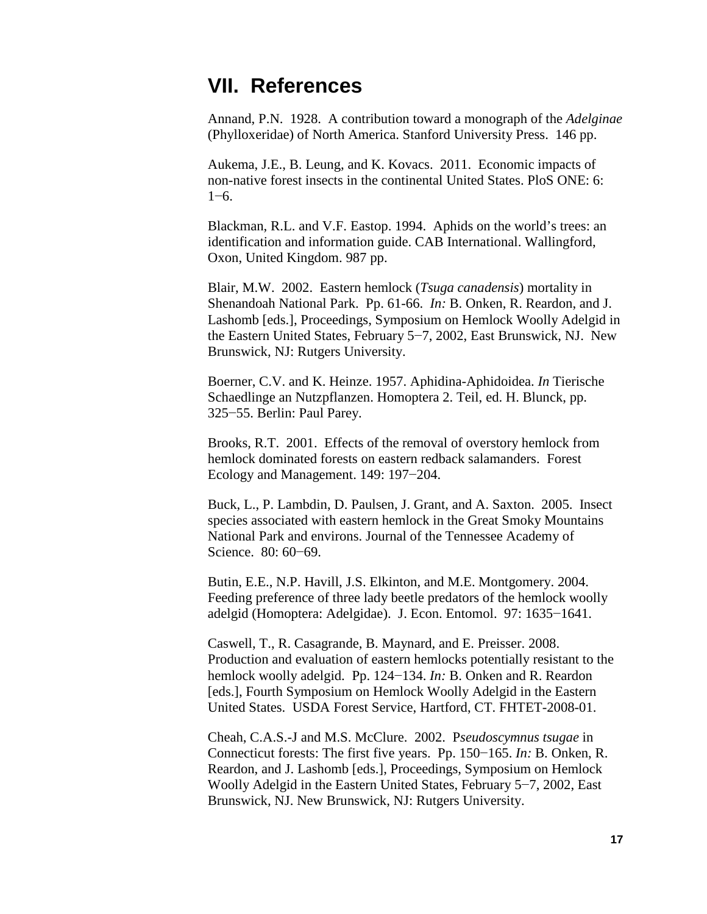## VII. References

Annand, P.N. 1928. A contribution toward a monograph of the *Adelginae* (Phylloxeridae) of North America. Stanford University Press. 146 pp.

Aukema, J.E., B. Leung, and K. Kovacs. 2011. Economic impacts of non-native forest insects in the continental United States. PloS ONE: 6: 1−6.

Blackman, R.L. and V.F. Eastop. 1994. Aphids on the world's trees: an identification and information guide. CAB International. Wallingford, Oxon, United Kingdom. 987 pp.

Blair, M.W. 2002. Eastern hemlock (*Tsuga canadensis*) mortality in Shenandoah National Park. Pp. 61-66. *In:* B. Onken, R. Reardon, and J. Lashomb [eds.], Proceedings, Symposium on Hemlock Woolly Adelgid in the Eastern United States, February 5−7, 2002, East Brunswick, NJ. New Brunswick, NJ: Rutgers University.

Boerner, C.V. and K. Heinze. 1957. Aphidina-Aphidoidea. *In* Tierische Schaedlinge an Nutzpflanzen. Homoptera 2. Teil, ed. H. Blunck, pp. 325−55. Berlin: Paul Parey.

Brooks, R.T. 2001. Effects of the removal of overstory hemlock from hemlock dominated forests on eastern redback salamanders. Forest Ecology and Management. 149: 197−204.

Buck, L., P. Lambdin, D. Paulsen, J. Grant, and A. Saxton. 2005. Insect species associated with eastern hemlock in the Great Smoky Mountains National Park and environs. Journal of the Tennessee Academy of Science. 80: 60−69.

Butin, E.E., N.P. Havill, J.S. Elkinton, and M.E. Montgomery. 2004. Feeding preference of three lady beetle predators of the hemlock woolly adelgid (Homoptera: Adelgidae). J. Econ. Entomol. 97: 1635−1641.

Caswell, T., R. Casagrande, B. Maynard, and E. Preisser. 2008. Production and evaluation of eastern hemlocks potentially resistant to the hemlock woolly adelgid. Pp. 124−134. *In:* B. Onken and R. Reardon [eds.], Fourth Symposium on Hemlock Woolly Adelgid in the Eastern United States. USDA Forest Service, Hartford, CT. FHTET-2008-01.

Cheah, C.A.S.-J and M.S. McClure. 2002. P*seudoscymnus tsugae* in Connecticut forests: The first five years. Pp. 150−165. *In:* B. Onken, R. Reardon, and J. Lashomb [eds.], Proceedings, Symposium on Hemlock Woolly Adelgid in the Eastern United States, February 5−7, 2002, East Brunswick, NJ. New Brunswick, NJ: Rutgers University.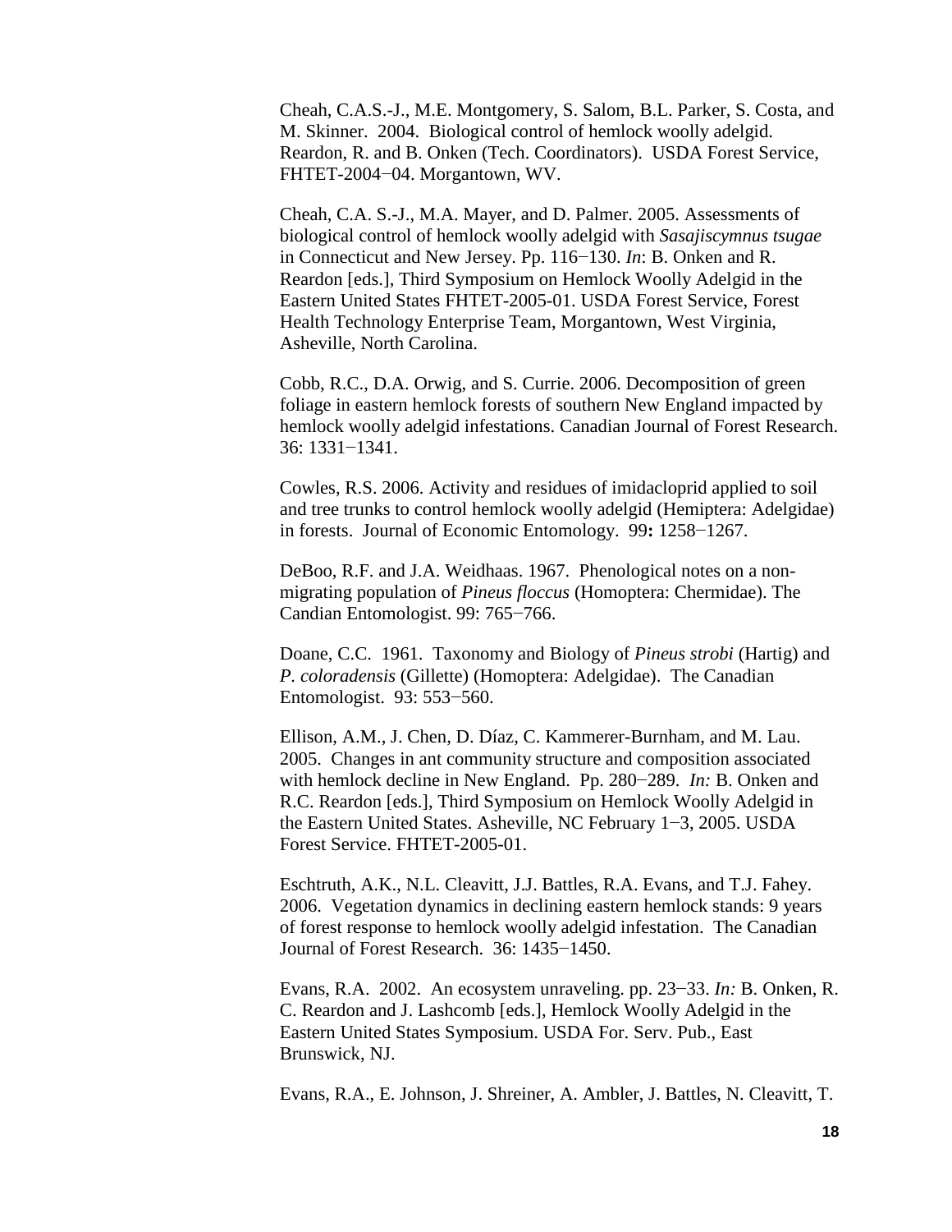Cheah, C.A.S.-J., M.E. Montgomery, S. Salom, B.L. Parker, S. Costa, and M. Skinner. 2004. Biological control of hemlock woolly adelgid. Reardon, R. and B. Onken (Tech. Coordinators). USDA Forest Service, FHTET-2004−04. Morgantown, WV.

Cheah, C.A. S.-J., M.A. Mayer, and D. Palmer. 2005. Assessments of biological control of hemlock woolly adelgid with *Sasajiscymnus tsugae* in Connecticut and New Jersey. Pp. 116−130. *In*: B. Onken and R. Reardon [eds.], Third Symposium on Hemlock Woolly Adelgid in the Eastern United States FHTET-2005-01. USDA Forest Service, Forest Health Technology Enterprise Team, Morgantown, West Virginia, Asheville, North Carolina.

Cobb, R.C., D.A. Orwig, and S. Currie. 2006. Decomposition of green foliage in eastern hemlock forests of southern New England impacted by hemlock woolly adelgid infestations. Canadian Journal of Forest Research. 36: 1331−1341.

Cowles, R.S. 2006. Activity and residues of imidacloprid applied to soil and tree trunks to control hemlock woolly adelgid (Hemiptera: Adelgidae) in forests. Journal of Economic Entomology. 99**:** 1258−1267.

DeBoo, R.F. and J.A. Weidhaas. 1967. Phenological notes on a non-migrating population of *Pineus floccus* (Homoptera: Chermidae). The Candian Entomologist. 99: 765−766.

Doane, C.C. 1961. Taxonomy and Biology of *Pineus strobi* (Hartig) and *P. coloradensis* (Gillette) (Homoptera: Adelgidae). The Canadian Entomologist. 93: 553−560.

Ellison, A.M., J. Chen, D. Díaz, C. Kammerer-Burnham, and M. Lau. 2005. Changes in ant community structure and composition associated with hemlock decline in New England. Pp. 280−289. *In:* B. Onken and R.C. Reardon [eds.], Third Symposium on Hemlock Woolly Adelgid in the Eastern United States. Asheville, NC February 1−3, 2005. USDA Forest Service. FHTET-2005-01.

Eschtruth, A.K., N.L. Cleavitt, J.J. Battles, R.A. Evans, and T.J. Fahey. 2006. Vegetation dynamics in declining eastern hemlock stands: 9 years of forest response to hemlock woolly adelgid infestation. The Canadian Journal of Forest Research. 36: 1435−1450.

Evans, R.A. 2002. An ecosystem unraveling. pp. 23−33. *In:* B. Onken, R. C. Reardon and J. Lashcomb [eds.], Hemlock Woolly Adelgid in the Eastern United States Symposium. USDA For. Serv. Pub., East Brunswick, NJ.

Evans, R.A., E. Johnson, J. Shreiner, A. Ambler, J. Battles, N. Cleavitt, T.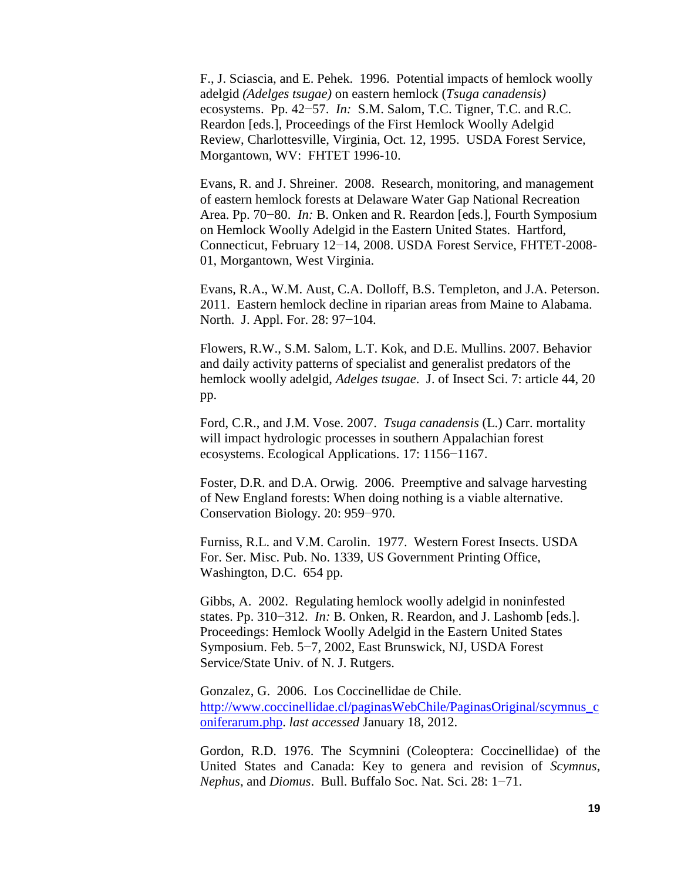F., J. Sciascia, and E. Pehek. 1996. Potential impacts of hemlock woolly adelgid *(Adelges tsugae)* on eastern hemlock (*Tsuga canadensis)* ecosystems. Pp. 42−57. *In:* S.M. Salom, T.C. Tigner, T.C. and R.C. Reardon [eds.], Proceedings of the First Hemlock Woolly Adelgid Review, Charlottesville, Virginia, Oct. 12, 1995. USDA Forest Service, Morgantown, WV: FHTET 1996-10.

Evans, R. and J. Shreiner. 2008. Research, monitoring, and management of eastern hemlock forests at Delaware Water Gap National Recreation Area. Pp. 70−80. *In:* B. Onken and R. Reardon [eds.], Fourth Symposium on Hemlock Woolly Adelgid in the Eastern United States. Hartford, Connecticut, February 12−14, 2008. USDA Forest Service, FHTET-2008-01, Morgantown, West Virginia.

Evans, R.A., W.M. Aust, C.A. Dolloff, B.S. Templeton, and J.A. Peterson. 2011. Eastern hemlock decline in riparian areas from Maine to Alabama. North. J. Appl. For. 28: 97−104.

Flowers, R.W., S.M. Salom, L.T. Kok, and D.E. Mullins. 2007. Behavior and daily activity patterns of specialist and generalist predators of the hemlock woolly adelgid, *Adelges tsugae*. J. of Insect Sci. 7: article 44, 20 pp.

Ford, C.R., and J.M. Vose. 2007. *Tsuga canadensis* (L.) Carr. mortality will impact hydrologic processes in southern Appalachian forest ecosystems. Ecological Applications. 17: 1156−1167.

Foster, D.R. and D.A. Orwig. 2006. Preemptive and salvage harvesting of New England forests: When doing nothing is a viable alternative. Conservation Biology. 20: 959−970.

Furniss, R.L. and V.M. Carolin. 1977. Western Forest Insects. USDA For. Ser. Misc. Pub. No. 1339, US Government Printing Office, Washington, D.C. 654 pp.

Gibbs, A. 2002. Regulating hemlock woolly adelgid in noninfested states. Pp. 310−312. *In:* B. Onken, R. Reardon, and J. Lashomb [eds.]. Proceedings: Hemlock Woolly Adelgid in the Eastern United States Symposium. Feb. 5−7, 2002, East Brunswick, NJ, USDA Forest Service/State Univ. of N. J. Rutgers.

Gonzalez, G. 2006. Los Coccinellidae de Chile. http://www.coccinellidae.cl/paginasWebChile/PaginasOriginal/scymnus_coniferarum.php. *last accessed* January 18, 2012.

Gordon, R.D. 1976. The Scymnini (Coleoptera: Coccinellidae) of the United States and Canada: Key to genera and revision of *Scymnus*, *Nephus*, and *Diomus*. Bull. Buffalo Soc. Nat. Sci. 28: 1−71.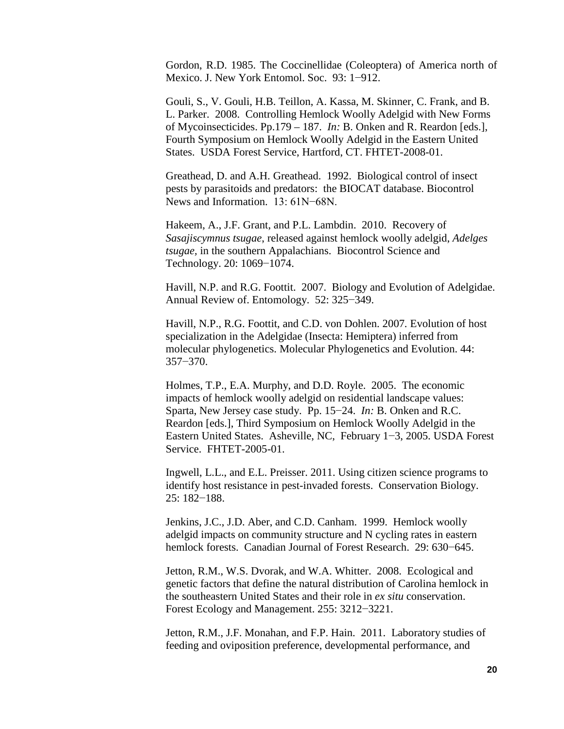Gordon, R.D. 1985. The Coccinellidae (Coleoptera) of America north of Mexico. J. New York Entomol. Soc. 93: 1−912.

Gouli, S., V. Gouli, H.B. Teillon, A. Kassa, M. Skinner, C. Frank, and B. L. Parker. 2008. Controlling Hemlock Woolly Adelgid with New Forms of Mycoinsecticides. Pp.179 – 187. *In:* B. Onken and R. Reardon [eds.], Fourth Symposium on Hemlock Woolly Adelgid in the Eastern United States. USDA Forest Service, Hartford, CT. FHTET-2008-01.

Greathead, D. and A.H. Greathead. 1992. Biological control of insect pests by parasitoids and predators: the BIOCAT database. Biocontrol News and Information. 13: 61N−68N.

Hakeem, A., J.F. Grant, and P.L. Lambdin. 2010. Recovery of *Sasajiscymnus tsugae*, released against hemlock woolly adelgid, *Adelges tsugae,* in the southern Appalachians. Biocontrol Science and Technology. 20: 1069−1074.

Havill, N.P. and R.G. Foottit. 2007. Biology and Evolution of Adelgidae. Annual Review of. Entomology. 52: 325−349.

Havill, N.P., R.G. Foottit, and C.D. von Dohlen. 2007. Evolution of host specialization in the Adelgidae (Insecta: Hemiptera) inferred from molecular phylogenetics. Molecular Phylogenetics and Evolution. 44: 357−370.

Holmes, T.P., E.A. Murphy, and D.D. Royle. 2005. The economic impacts of hemlock woolly adelgid on residential landscape values: Sparta, New Jersey case study. Pp. 15−24. *In:* B. Onken and R.C. Reardon [eds.], Third Symposium on Hemlock Woolly Adelgid in the Eastern United States. Asheville, NC, February 1−3, 2005. USDA Forest Service. FHTET-2005-01.

Ingwell, L.L., and E.L. Preisser. 2011. Using citizen science programs to identify host resistance in pest-invaded forests. Conservation Biology. 25: 182−188.

Jenkins, J.C., J.D. Aber, and C.D. Canham. 1999. Hemlock woolly adelgid impacts on community structure and N cycling rates in eastern hemlock forests. Canadian Journal of Forest Research. 29: 630−645.

Jetton, R.M., W.S. Dvorak, and W.A. Whitter. 2008. Ecological and genetic factors that define the natural distribution of Carolina hemlock in the southeastern United States and their role in *ex situ* conservation. Forest Ecology and Management. 255: 3212−3221.

Jetton, R.M., J.F. Monahan, and F.P. Hain. 2011. Laboratory studies of feeding and oviposition preference, developmental performance, and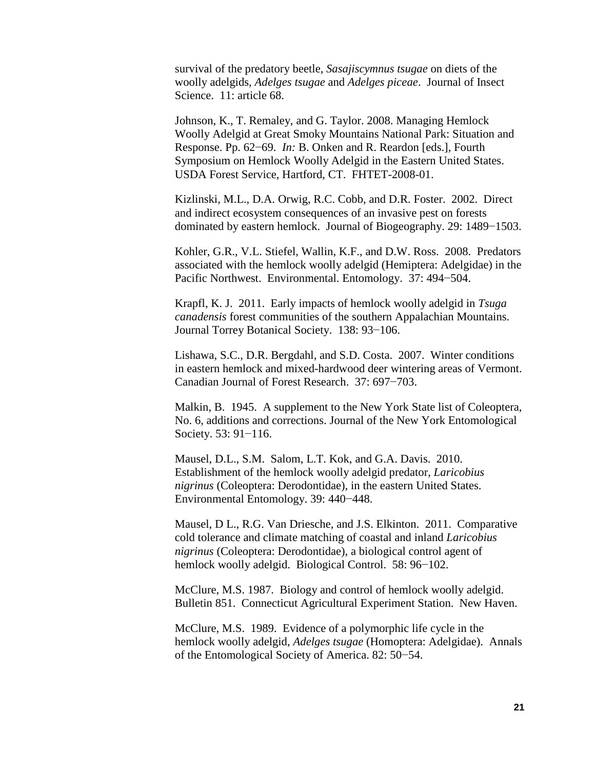survival of the predatory beetle, *Sasajiscymnus tsugae* on diets of the woolly adelgids, *Adelges tsugae* and *Adelges piceae*. Journal of Insect Science. 11: article 68.

Johnson, K., T. Remaley, and G. Taylor. 2008. Managing Hemlock Woolly Adelgid at Great Smoky Mountains National Park: Situation and Response. Pp. 62−69. *In:* B. Onken and R. Reardon [eds.], Fourth Symposium on Hemlock Woolly Adelgid in the Eastern United States. USDA Forest Service, Hartford, CT. FHTET-2008-01.

Kizlinski, M.L., D.A. Orwig, R.C. Cobb, and D.R. Foster. 2002. Direct and indirect ecosystem consequences of an invasive pest on forests dominated by eastern hemlock. Journal of Biogeography. 29: 1489−1503.

Kohler, G.R., V.L. Stiefel, Wallin, K.F., and D.W. Ross. 2008. Predators associated with the hemlock woolly adelgid (Hemiptera: Adelgidae) in the Pacific Northwest. Environmental. Entomology. 37: 494−504.

Krapfl, K. J. 2011. Early impacts of hemlock woolly adelgid in *Tsuga canadensis* forest communities of the southern Appalachian Mountains. Journal Torrey Botanical Society. 138: 93−106.

Lishawa, S.C., D.R. Bergdahl, and S.D. Costa. 2007. Winter conditions in eastern hemlock and mixed-hardwood deer wintering areas of Vermont. Canadian Journal of Forest Research. 37: 697−703.

Malkin, B. 1945. A supplement to the New York State list of Coleoptera, No. 6, additions and corrections. Journal of the New York Entomological Society. 53: 91−116.

Mausel, D.L., S.M. Salom, L.T. Kok, and G.A. Davis. 2010. Establishment of the hemlock woolly adelgid predator, *Laricobius nigrinus* (Coleoptera: Derodontidae), in the eastern United States. Environmental Entomology. 39: 440−448.

Mausel, D L., R.G. Van Driesche, and J.S. Elkinton. 2011. Comparative cold tolerance and climate matching of coastal and inland *Laricobius nigrinus* (Coleoptera: Derodontidae), a biological control agent of hemlock woolly adelgid. Biological Control. 58: 96−102.

McClure, M.S. 1987. Biology and control of hemlock woolly adelgid. Bulletin 851. Connecticut Agricultural Experiment Station. New Haven.

McClure, M.S. 1989. Evidence of a polymorphic life cycle in the hemlock woolly adelgid, *Adelges tsugae* (Homoptera: Adelgidae). Annals of the Entomological Society of America. 82: 50−54.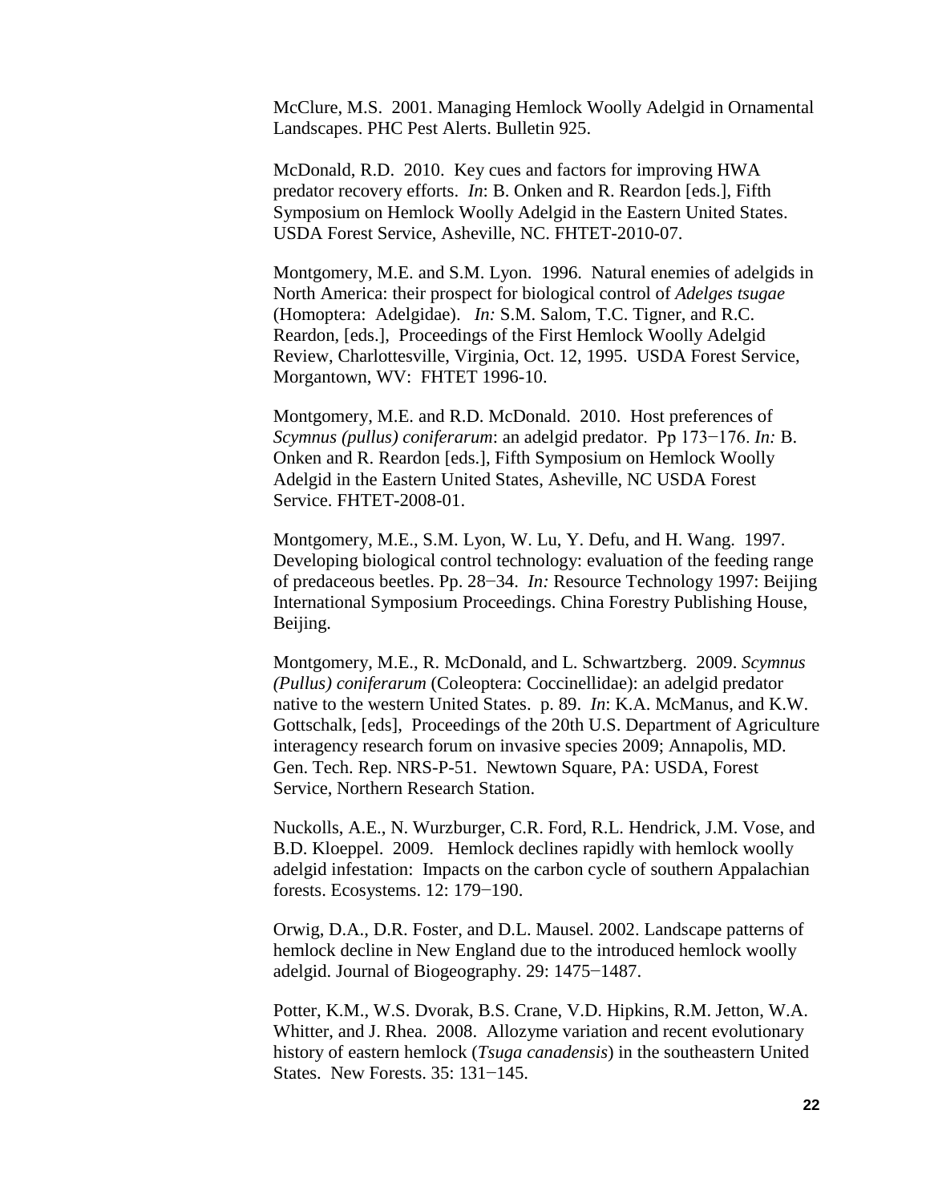McClure, M.S. 2001. Managing Hemlock Woolly Adelgid in Ornamental Landscapes. PHC Pest Alerts. Bulletin 925.

McDonald, R.D. 2010. Key cues and factors for improving HWA predator recovery efforts. *In*: B. Onken and R. Reardon [eds.], Fifth Symposium on Hemlock Woolly Adelgid in the Eastern United States. USDA Forest Service, Asheville, NC. FHTET-2010-07.

Montgomery, M.E. and S.M. Lyon. 1996. Natural enemies of adelgids in North America: their prospect for biological control of *Adelges tsugae* (Homoptera: Adelgidae). *In:* S.M. Salom, T.C. Tigner, and R.C. Reardon, [eds.], Proceedings of the First Hemlock Woolly Adelgid Review, Charlottesville, Virginia, Oct. 12, 1995. USDA Forest Service, Morgantown, WV: FHTET 1996-10.

Montgomery, M.E. and R.D. McDonald. 2010. Host preferences of *Scymnus (pullus) coniferarum*: an adelgid predator. Pp 173−176. *In:* B. Onken and R. Reardon [eds.], Fifth Symposium on Hemlock Woolly Adelgid in the Eastern United States, Asheville, NC USDA Forest Service. FHTET-2008-01.

Montgomery, M.E., S.M. Lyon, W. Lu, Y. Defu, and H. Wang. 1997. Developing biological control technology: evaluation of the feeding range of predaceous beetles. Pp. 28−34. *In:* Resource Technology 1997: Beijing International Symposium Proceedings. China Forestry Publishing House, Beijing.

Montgomery, M.E., R. McDonald, and L. Schwartzberg. 2009. *Scymnus (Pullus) coniferarum* (Coleoptera: Coccinellidae): an adelgid predator native to the western United States. p. 89. *In*: K.A. McManus, and K.W. Gottschalk, [eds], Proceedings of the 20th U.S. Department of Agriculture interagency research forum on invasive species 2009; Annapolis, MD. Gen. Tech. Rep. NRS-P-51. Newtown Square, PA: USDA, Forest Service, Northern Research Station.

Nuckolls, A.E., N. Wurzburger, C.R. Ford, R.L. Hendrick, J.M. Vose, and B.D. Kloeppel. 2009. Hemlock declines rapidly with hemlock woolly adelgid infestation: Impacts on the carbon cycle of southern Appalachian forests. Ecosystems. 12: 179−190.

Orwig, D.A., D.R. Foster, and D.L. Mausel. 2002. Landscape patterns of hemlock decline in New England due to the introduced hemlock woolly adelgid. Journal of Biogeography. 29: 1475−1487.

Potter, K.M., W.S. Dvorak, B.S. Crane, V.D. Hipkins, R.M. Jetton, W.A. Whitter, and J. Rhea. 2008. Allozyme variation and recent evolutionary history of eastern hemlock (*Tsuga canadensis*) in the southeastern United States. New Forests. 35: 131−145.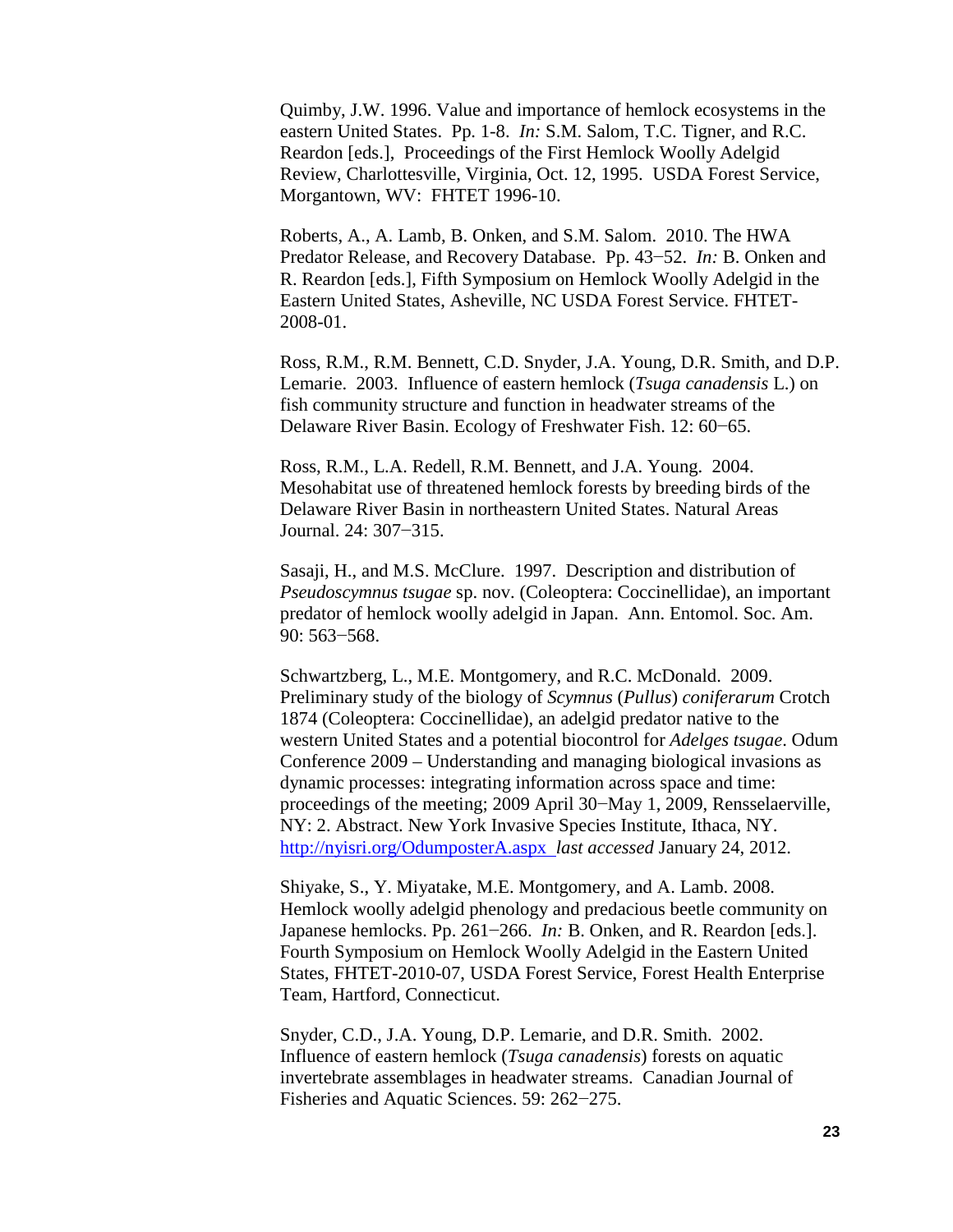Quimby, J.W. 1996. Value and importance of hemlock ecosystems in the eastern United States. Pp. 1-8. *In:* S.M. Salom, T.C. Tigner, and R.C. Reardon [eds.], Proceedings of the First Hemlock Woolly Adelgid Review, Charlottesville, Virginia, Oct. 12, 1995. USDA Forest Service, Morgantown, WV: FHTET 1996-10.

Roberts, A., A. Lamb, B. Onken, and S.M. Salom. 2010. The HWA Predator Release, and Recovery Database. Pp. 43−52. *In:* B. Onken and R. Reardon [eds.], Fifth Symposium on Hemlock Woolly Adelgid in the Eastern United States, Asheville, NC USDA Forest Service. FHTET-2008-01.

Ross, R.M., R.M. Bennett, C.D. Snyder, J.A. Young, D.R. Smith, and D.P. Lemarie. 2003. Influence of eastern hemlock (*Tsuga canadensis* L.) on fish community structure and function in headwater streams of the Delaware River Basin. Ecology of Freshwater Fish. 12: 60−65.

Ross, R.M., L.A. Redell, R.M. Bennett, and J.A. Young. 2004. Mesohabitat use of threatened hemlock forests by breeding birds of the Delaware River Basin in northeastern United States. Natural Areas Journal. 24: 307−315.

Sasaji, H., and M.S. McClure. 1997. Description and distribution of *Pseudoscymnus tsugae* sp. nov. (Coleoptera: Coccinellidae), an important predator of hemlock woolly adelgid in Japan. Ann. Entomol. Soc. Am. 90: 563−568.

Schwartzberg, L., M.E. Montgomery, and R.C. McDonald. 2009. Preliminary study of the biology of *Scymnus* (*Pullus*) *coniferarum* Crotch 1874 (Coleoptera: Coccinellidae), an adelgid predator native to the western United States and a potential biocontrol for *Adelges tsugae*. Odum Conference 2009 – Understanding and managing biological invasions as dynamic processes: integrating information across space and time: proceedings of the meeting; 2009 April 30−May 1, 2009, Rensselaerville, NY: 2. Abstract. New York Invasive Species Institute, Ithaca, NY. http://nyisri.org/OdumposterA.aspx *last accessed* January 24, 2012.

Shiyake, S., Y. Miyatake, M.E. Montgomery, and A. Lamb. 2008. Hemlock woolly adelgid phenology and predacious beetle community on Japanese hemlocks. Pp. 261−266. *In:* B. Onken, and R. Reardon [eds.]. Fourth Symposium on Hemlock Woolly Adelgid in the Eastern United States, FHTET-2010-07, USDA Forest Service, Forest Health Enterprise Team, Hartford, Connecticut.

Snyder, C.D., J.A. Young, D.P. Lemarie, and D.R. Smith. 2002. Influence of eastern hemlock (*Tsuga canadensis*) forests on aquatic invertebrate assemblages in headwater streams. Canadian Journal of Fisheries and Aquatic Sciences. 59: 262−275.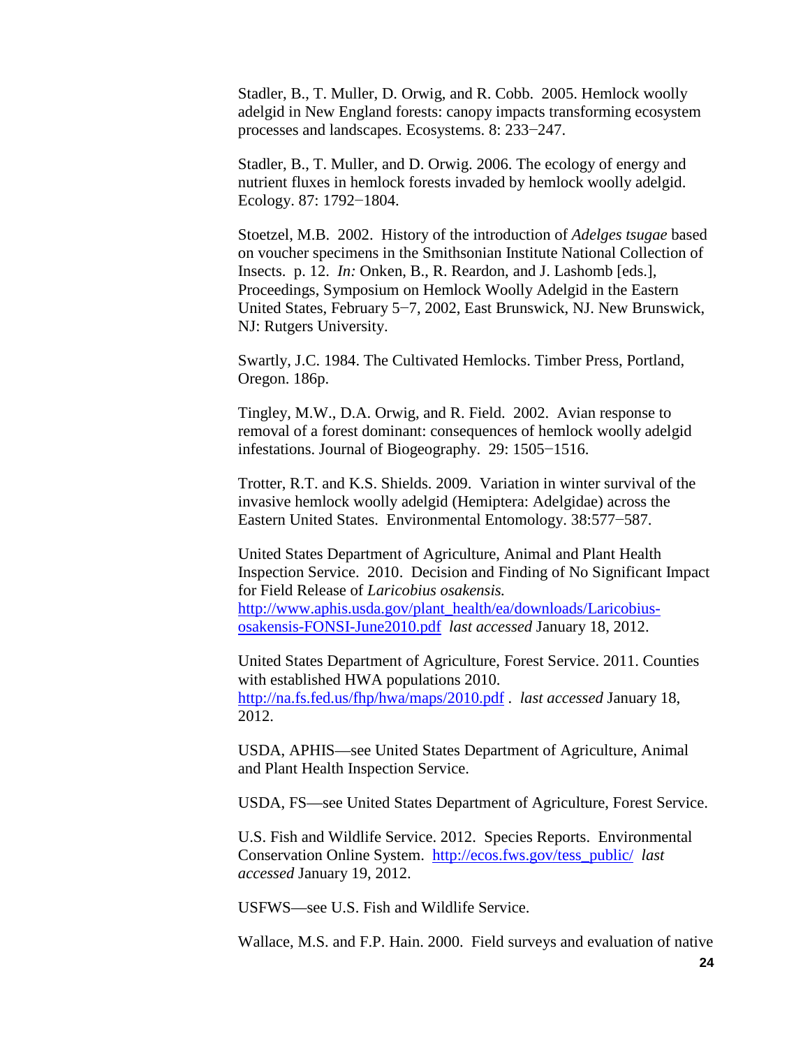Stadler, B., T. Muller, D. Orwig, and R. Cobb. 2005. Hemlock woolly adelgid in New England forests: canopy impacts transforming ecosystem processes and landscapes. Ecosystems. 8: 233−247.

Stadler, B., T. Muller, and D. Orwig. 2006. The ecology of energy and nutrient fluxes in hemlock forests invaded by hemlock woolly adelgid. Ecology. 87: 1792−1804.

Stoetzel, M.B. 2002. History of the introduction of *Adelges tsugae* based on voucher specimens in the Smithsonian Institute National Collection of Insects. p. 12. *In:* Onken, B., R. Reardon, and J. Lashomb [eds.], Proceedings, Symposium on Hemlock Woolly Adelgid in the Eastern United States, February 5−7, 2002, East Brunswick, NJ. New Brunswick, NJ: Rutgers University.

Swartly, J.C. 1984. The Cultivated Hemlocks. Timber Press, Portland, Oregon. 186p.

Tingley, M.W., D.A. Orwig, and R. Field. 2002. Avian response to removal of a forest dominant: consequences of hemlock woolly adelgid infestations. Journal of Biogeography. 29: 1505−1516.

Trotter, R.T. and K.S. Shields. 2009. Variation in winter survival of the invasive hemlock woolly adelgid (Hemiptera: Adelgidae) across the Eastern United States. Environmental Entomology. 38:577−587.

United States Department of Agriculture, Animal and Plant Health Inspection Service. 2010. Decision and Finding of No Significant Impact for Field Release of *Laricobius osakensis.* http://www.aphis.usda.gov/plant_health/ea/downloads/Laricobius-osakensis-FONSI-June2010.pdf *last accessed* January 18, 2012.

United States Department of Agriculture, Forest Service. 2011. Counties with established HWA populations 2010. http://na.fs.fed.us/fhp/hwa/maps/2010.pdf . *last accessed* January 18, 2012.

USDA, APHIS—see United States Department of Agriculture, Animal and Plant Health Inspection Service.

USDA, FS—see United States Department of Agriculture, Forest Service.

U.S. Fish and Wildlife Service. 2012. Species Reports. Environmental Conservation Online System. http://ecos.fws.gov/tess_public/ *last accessed* January 19, 2012.

USFWS—see U.S. Fish and Wildlife Service.

Wallace, M.S. and F.P. Hain. 2000. Field surveys and evaluation of native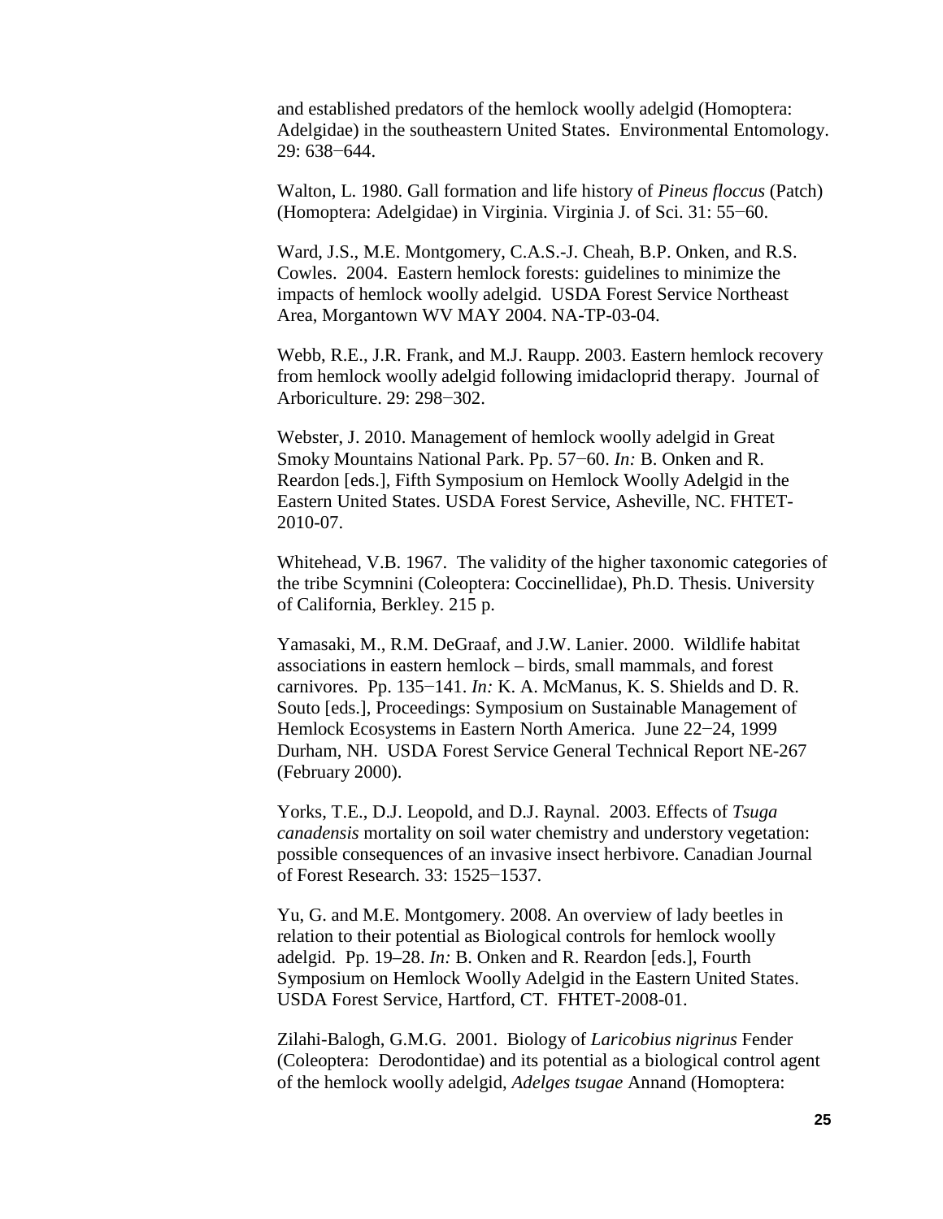and established predators of the hemlock woolly adelgid (Homoptera: Adelgidae) in the southeastern United States. Environmental Entomology. 29: 638−644.

Walton, L. 1980. Gall formation and life history of *Pineus floccus* (Patch) (Homoptera: Adelgidae) in Virginia. Virginia J. of Sci. 31: 55−60.

Ward, J.S., M.E. Montgomery, C.A.S.-J. Cheah, B.P. Onken, and R.S. Cowles. 2004. Eastern hemlock forests: guidelines to minimize the impacts of hemlock woolly adelgid. USDA Forest Service Northeast Area, Morgantown WV MAY 2004. NA-TP-03-04.

Webb, R.E., J.R. Frank, and M.J. Raupp. 2003. Eastern hemlock recovery from hemlock woolly adelgid following imidacloprid therapy. Journal of Arboriculture. 29: 298−302.

Webster, J. 2010. Management of hemlock woolly adelgid in Great Smoky Mountains National Park. Pp. 57−60. *In:* B. Onken and R. Reardon [eds.], Fifth Symposium on Hemlock Woolly Adelgid in the Eastern United States. USDA Forest Service, Asheville, NC. FHTET-2010-07.

Whitehead, V.B. 1967. The validity of the higher taxonomic categories of the tribe Scymnini (Coleoptera: Coccinellidae), Ph.D. Thesis. University of California, Berkley. 215 p.

Yamasaki, M., R.M. DeGraaf, and J.W. Lanier. 2000. Wildlife habitat associations in eastern hemlock – birds, small mammals, and forest carnivores. Pp. 135−141. *In:* K. A. McManus, K. S. Shields and D. R. Souto [eds.], Proceedings: Symposium on Sustainable Management of Hemlock Ecosystems in Eastern North America. June 22−24, 1999 Durham, NH. USDA Forest Service General Technical Report NE-267 (February 2000).

Yorks, T.E., D.J. Leopold, and D.J. Raynal. 2003. Effects of *Tsuga canadensis* mortality on soil water chemistry and understory vegetation: possible consequences of an invasive insect herbivore. Canadian Journal of Forest Research. 33: 1525−1537.

Yu, G. and M.E. Montgomery. 2008. An overview of lady beetles in relation to their potential as Biological controls for hemlock woolly adelgid. Pp. 19–28. *In:* B. Onken and R. Reardon [eds.], Fourth Symposium on Hemlock Woolly Adelgid in the Eastern United States. USDA Forest Service, Hartford, CT. FHTET-2008-01.

Zilahi-Balogh, G.M.G. 2001. Biology of *Laricobius nigrinus* Fender (Coleoptera: Derodontidae) and its potential as a biological control agent of the hemlock woolly adelgid, *Adelges tsugae* Annand (Homoptera: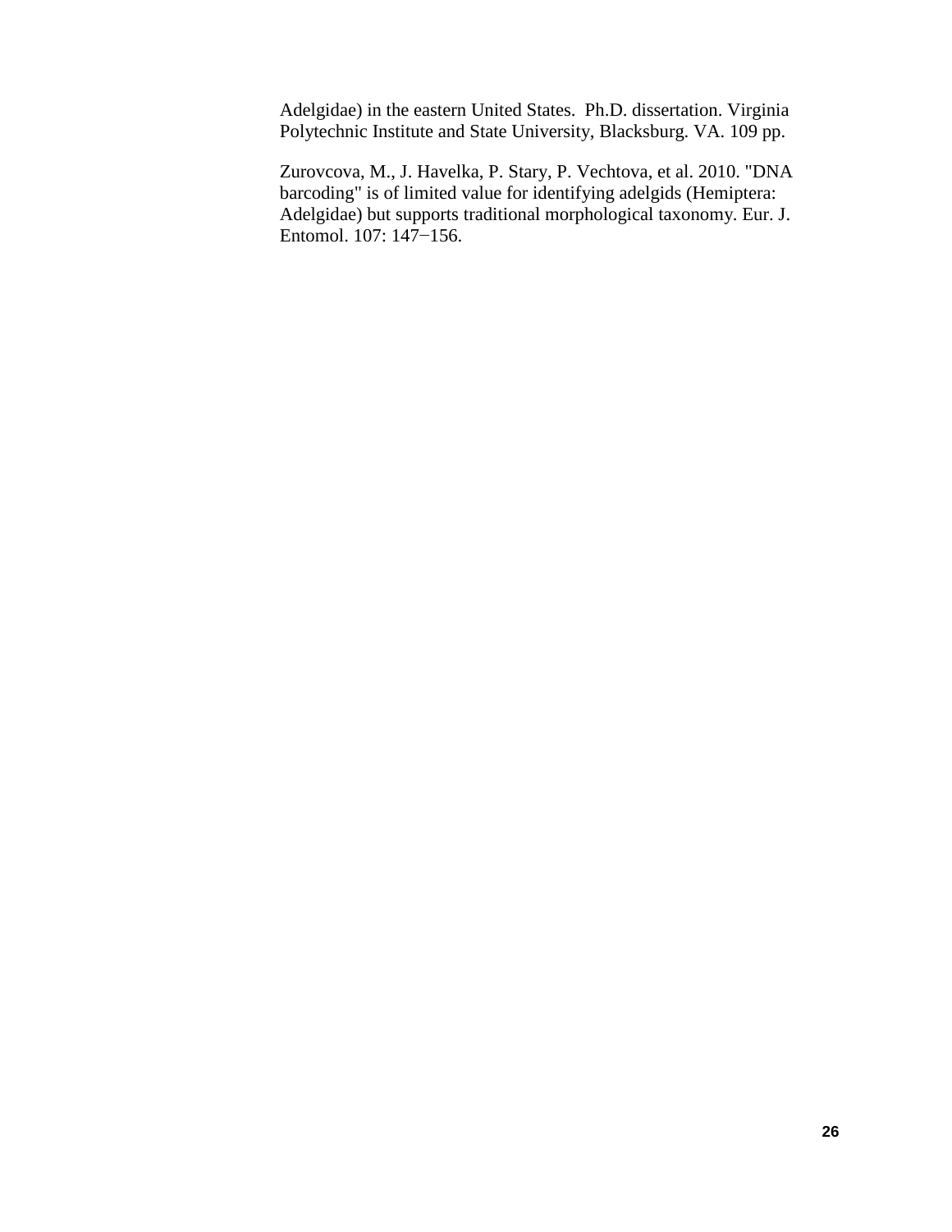Adelgidae) in the eastern United States. Ph.D. dissertation. Virginia Polytechnic Institute and State University, Blacksburg. VA. 109 pp.

Zurovcova, M., J. Havelka, P. Stary, P. Vechtova, et al. 2010. "DNA barcoding" is of limited value for identifying adelgids (Hemiptera: Adelgidae) but supports traditional morphological taxonomy. Eur. J. Entomol. 107: 147−156.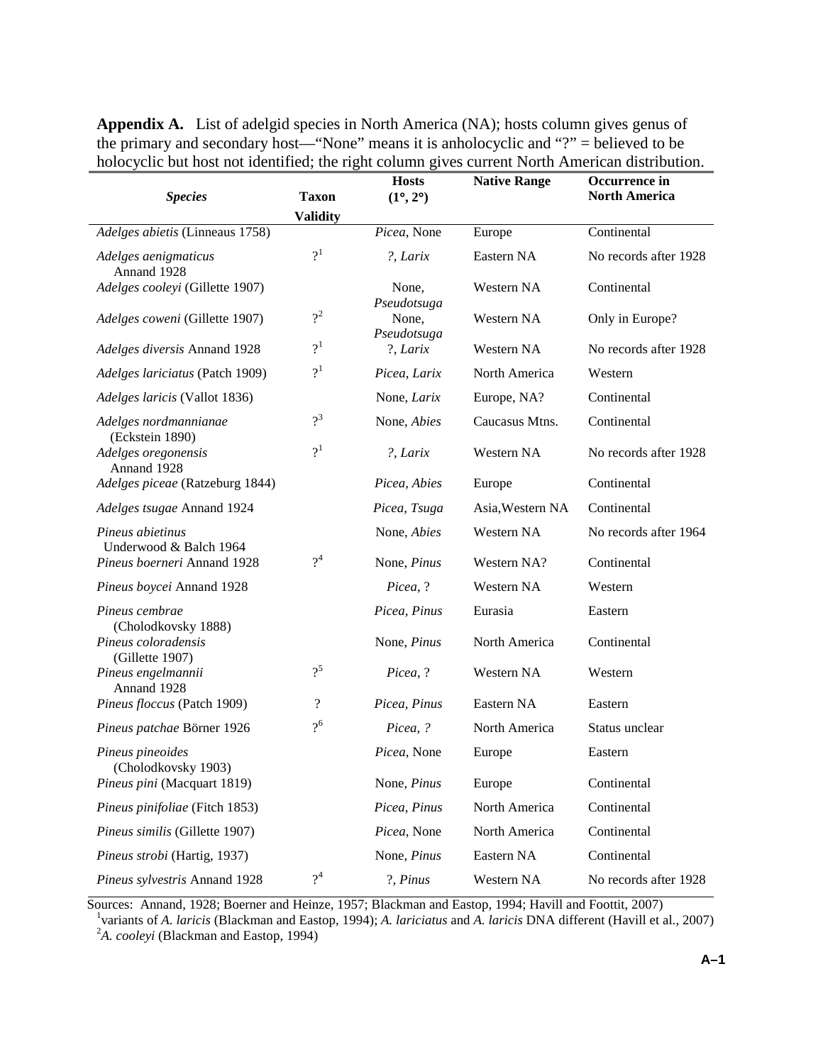**Appendix A.** List of adelgid species in North America (NA); hosts column gives genus of the primary and secondary host—"None" means it is anholocyclic and "?" = believed to be holocyclic but host not identified; the right column gives current North American distribution.

| *Species* | Taxon Validity | Hosts (1°, 2°) | Native Range | Occurrence in North America |
|---|---|---|---|---|
| *Adelges abietis* (Linneaus 1758) | | *Picea*, None | Europe | Continental |
| *Adelges aenigmaticus* Annand 1928 | ?[1] | *?, Larix* | Eastern NA | No records after 1928 |
| *Adelges cooleyi* (Gillette 1907) | | None, *Pseudotsuga* | Western NA | Continental |
| *Adelges coweni* (Gillette 1907) | ?[2] | None, *Pseudotsuga* | Western NA | Only in Europe? |
| *Adelges diversis* Annand 1928 | ?[1] | ?, *Larix* | Western NA | No records after 1928 |
| *Adelges lariciatus* (Patch 1909) | ?[1] | *Picea, Larix* | North America | Western |
| *Adelges laricis* (Vallot 1836) | | None, *Larix* | Europe, NA? | Continental |
| *Adelges nordmannianae* (Eckstein 1890) | ?[3] | None, *Abies* | Caucasus Mtns. | Continental |
| *Adelges oregonensis* Annand 1928 | ?[1] | *?, Larix* | Western NA | No records after 1928 |
| *Adelges piceae* (Ratzeburg 1844) | | *Picea, Abies* | Europe | Continental |
| *Adelges tsugae* Annand 1924 | | *Picea, Tsuga* | Asia, Western NA | Continental |
| *Pineus abietinus* Underwood & Balch 1964 | | None, *Abies* | Western NA | No records after 1964 |
| *Pineus boerneri* Annand 1928 | ?[4] | None, *Pinus* | Western NA? | Continental |
| *Pineus boycei* Annand 1928 | | *Picea*, ? | Western NA | Western |
| *Pineus cembrae* (Cholodkovsky 1888) | | *Picea, Pinus* | Eurasia | Eastern |
| *Pineus coloradensis* (Gillette 1907) | | None, *Pinus* | North America | Continental |
| *Pineus engelmannii* Annand 1928 | ?[5] | *Picea*, ? | Western NA | Western |
| *Pineus floccus* (Patch 1909) | ? | *Picea, Pinus* | Eastern NA | Eastern |
| *Pineus patchae* Börner 1926 | ?[6] | *Picea, ?* | North America | Status unclear |
| *Pineus pineoides* (Cholodkovsky 1903) | | *Picea*, None | Europe | Eastern |
| *Pineus pini* (Macquart 1819) | | None, *Pinus* | Europe | Continental |
| *Pineus pinifoliae* (Fitch 1853) | | *Picea, Pinus* | North America | Continental |
| *Pineus similis* (Gillette 1907) | | *Picea*, None | North America | Continental |
| *Pineus strobi* (Hartig, 1937) | | None, *Pinus* | Eastern NA | Continental |
| *Pineus sylvestris* Annand 1928 | ?[4] | ?, *Pinus* | Western NA | No records after 1928 |

Sources: Annand, 1928; Boerner and Heinze, 1957; Blackman and Eastop, 1994; Havill and Foottit, 2007)

[1]variants of *A. laricis* (Blackman and Eastop, 1994); *A. lariciatus* and *A. laricis* DNA different (Havill et al., 2007)

[2]*A. cooleyi* (Blackman and Eastop, 1994)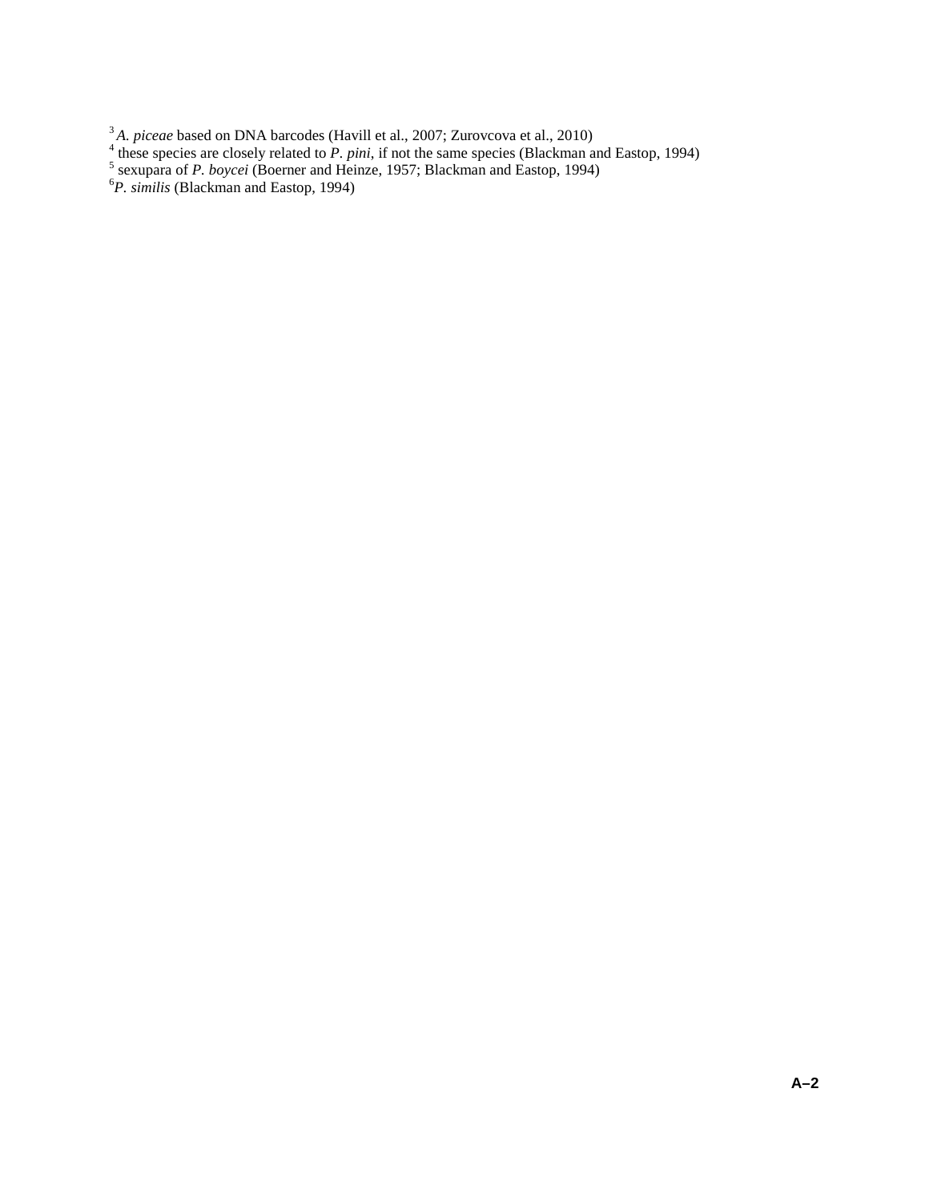[3] *A. piceae* based on DNA barcodes (Havill et al., 2007; Zurovcova et al., 2010)
[4] these species are closely related to *P. pini*, if not the same species (Blackman and Eastop, 1994)
[5] sexupara of *P. boycei* (Boerner and Heinze, 1957; Blackman and Eastop, 1994)
[6] *P. similis* (Blackman and Eastop, 1994)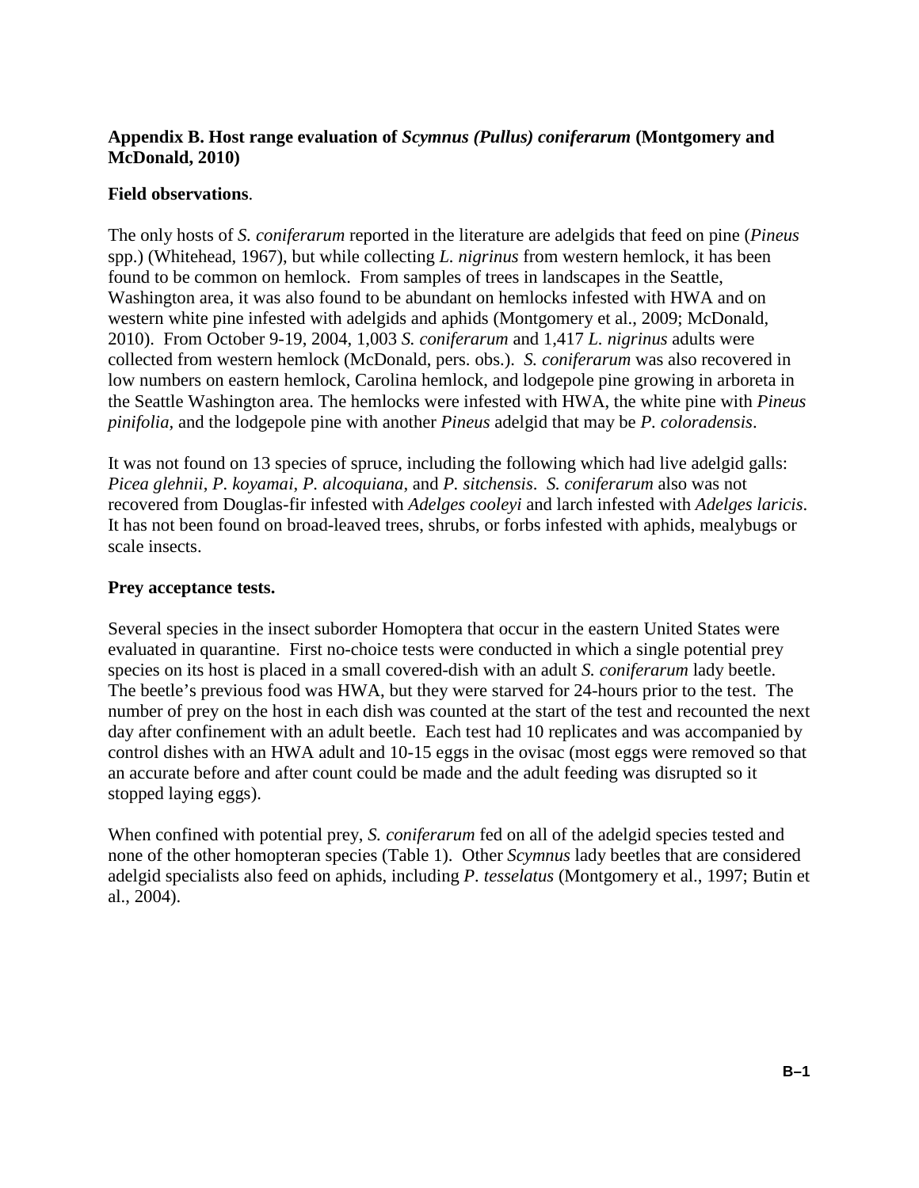### **Appendix B. Host range evaluation of *Scymnus (Pullus) coniferarum* (Montgomery and McDonald, 2010)**

**Field observations**.

The only hosts of *S. coniferarum* reported in the literature are adelgids that feed on pine (*Pineus* spp.) (Whitehead, 1967), but while collecting *L. nigrinus* from western hemlock, it has been found to be common on hemlock. From samples of trees in landscapes in the Seattle, Washington area, it was also found to be abundant on hemlocks infested with HWA and on western white pine infested with adelgids and aphids (Montgomery et al., 2009; McDonald, 2010). From October 9-19, 2004, 1,003 *S. coniferarum* and 1,417 *L. nigrinus* adults were collected from western hemlock (McDonald, pers. obs.). *S. coniferarum* was also recovered in low numbers on eastern hemlock, Carolina hemlock, and lodgepole pine growing in arboreta in the Seattle Washington area. The hemlocks were infested with HWA, the white pine with *Pineus pinifolia,* and the lodgepole pine with another *Pineus* adelgid that may be *P. coloradensis*.

It was not found on 13 species of spruce, including the following which had live adelgid galls: *Picea glehnii*, *P. koyamai*, *P. alcoquiana*, and *P. sitchensis*. *S. coniferarum* also was not recovered from Douglas-fir infested with *Adelges cooleyi* and larch infested with *Adelges laricis*. It has not been found on broad-leaved trees, shrubs, or forbs infested with aphids, mealybugs or scale insects.

**Prey acceptance tests.**

Several species in the insect suborder Homoptera that occur in the eastern United States were evaluated in quarantine. First no-choice tests were conducted in which a single potential prey species on its host is placed in a small covered-dish with an adult *S. coniferarum* lady beetle. The beetle's previous food was HWA, but they were starved for 24-hours prior to the test. The number of prey on the host in each dish was counted at the start of the test and recounted the next day after confinement with an adult beetle. Each test had 10 replicates and was accompanied by control dishes with an HWA adult and 10-15 eggs in the ovisac (most eggs were removed so that an accurate before and after count could be made and the adult feeding was disrupted so it stopped laying eggs).

When confined with potential prey, *S. coniferarum* fed on all of the adelgid species tested and none of the other homopteran species (Table 1). Other *Scymnus* lady beetles that are considered adelgid specialists also feed on aphids, including *P. tesselatus* (Montgomery et al., 1997; Butin et al., 2004).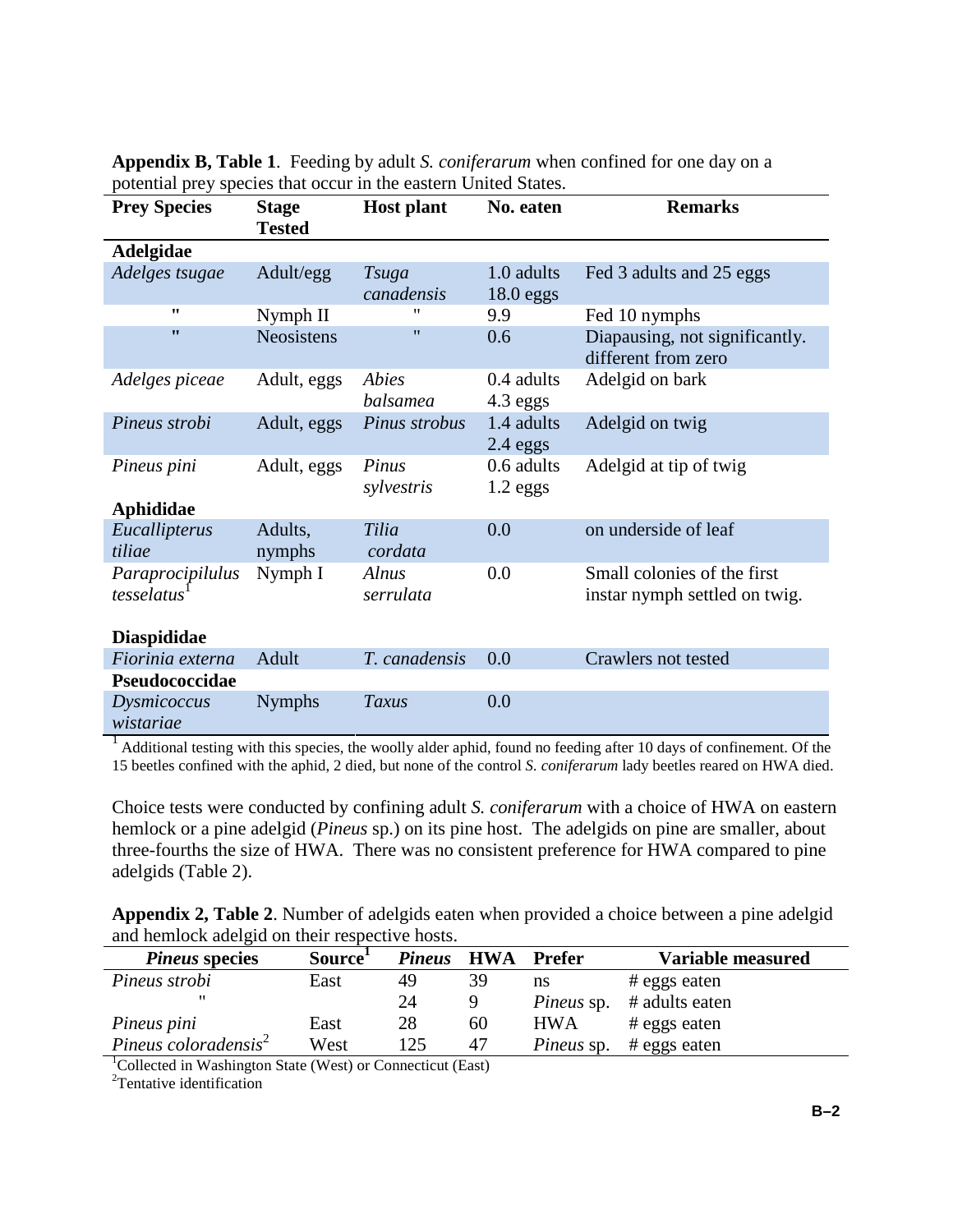**Appendix B, Table 1**. Feeding by adult *S. coniferarum* when confined for one day on a potential prey species that occur in the eastern United States.

| Prey Species | Stage Tested | Host plant | No. eaten | Remarks |
|---|---|---|---|---|
| **Adelgidae** | | | | |
| *Adelges tsugae* | Adult/egg | *Tsuga canadensis* | 1.0 adults 18.0 eggs | Fed 3 adults and 25 eggs |
| " | Nymph II | " | 9.9 | Fed 10 nymphs |
| " | Neosistens | " | 0.6 | Diapausing, not significantly. different from zero |
| *Adelges piceae* | Adult, eggs | *Abies balsamea* | 0.4 adults 4.3 eggs | Adelgid on bark |
| *Pineus strobi* | Adult, eggs | *Pinus strobus* | 1.4 adults 2.4 eggs | Adelgid on twig |
| *Pineus pini* | Adult, eggs | *Pinus sylvestris* | 0.6 adults 1.2 eggs | Adelgid at tip of twig |
| **Aphididae** | | | | |
| *Eucallipterus tiliae* | Adults, nymphs | *Tilia cordata* | 0.0 | on underside of leaf |
| *Paraprocipilulus tesselatus*[1] | Nymph I | *Alnus serrulata* | 0.0 | Small colonies of the first instar nymph settled on twig. |
| **Diaspididae** | | | | |
| *Fiorinia externa* | Adult | *T. canadensis* | 0.0 | Crawlers not tested |
| **Pseudococcidae** | | | | |
| *Dysmicoccus wistariae* | Nymphs | *Taxus* | 0.0 | |

[1] Additional testing with this species, the woolly alder aphid, found no feeding after 10 days of confinement. Of the 15 beetles confined with the aphid, 2 died, but none of the control *S. coniferarum* lady beetles reared on HWA died.

Choice tests were conducted by confining adult *S. coniferarum* with a choice of HWA on eastern hemlock or a pine adelgid (*Pineus* sp.) on its pine host. The adelgids on pine are smaller, about three-fourths the size of HWA. There was no consistent preference for HWA compared to pine adelgids (Table 2).

**Appendix 2, Table 2**. Number of adelgids eaten when provided a choice between a pine adelgid and hemlock adelgid on their respective hosts.

| *Pineus* species | Source[1] | *Pineus* | HWA | Prefer | Variable measured |
|---|---|---|---|---|---|
| *Pineus strobi* | East | 49 | 39 | ns | # eggs eaten |
| " | | 24 | 9 | *Pineus* sp. | # adults eaten |
| *Pineus pini* | East | 28 | 60 | HWA | # eggs eaten |
| *Pineus coloradensis*[2] | West | 125 | 47 | *Pineus* sp. | # eggs eaten |

[1]Collected in Washington State (West) or Connecticut (East)

[2]Tentative identification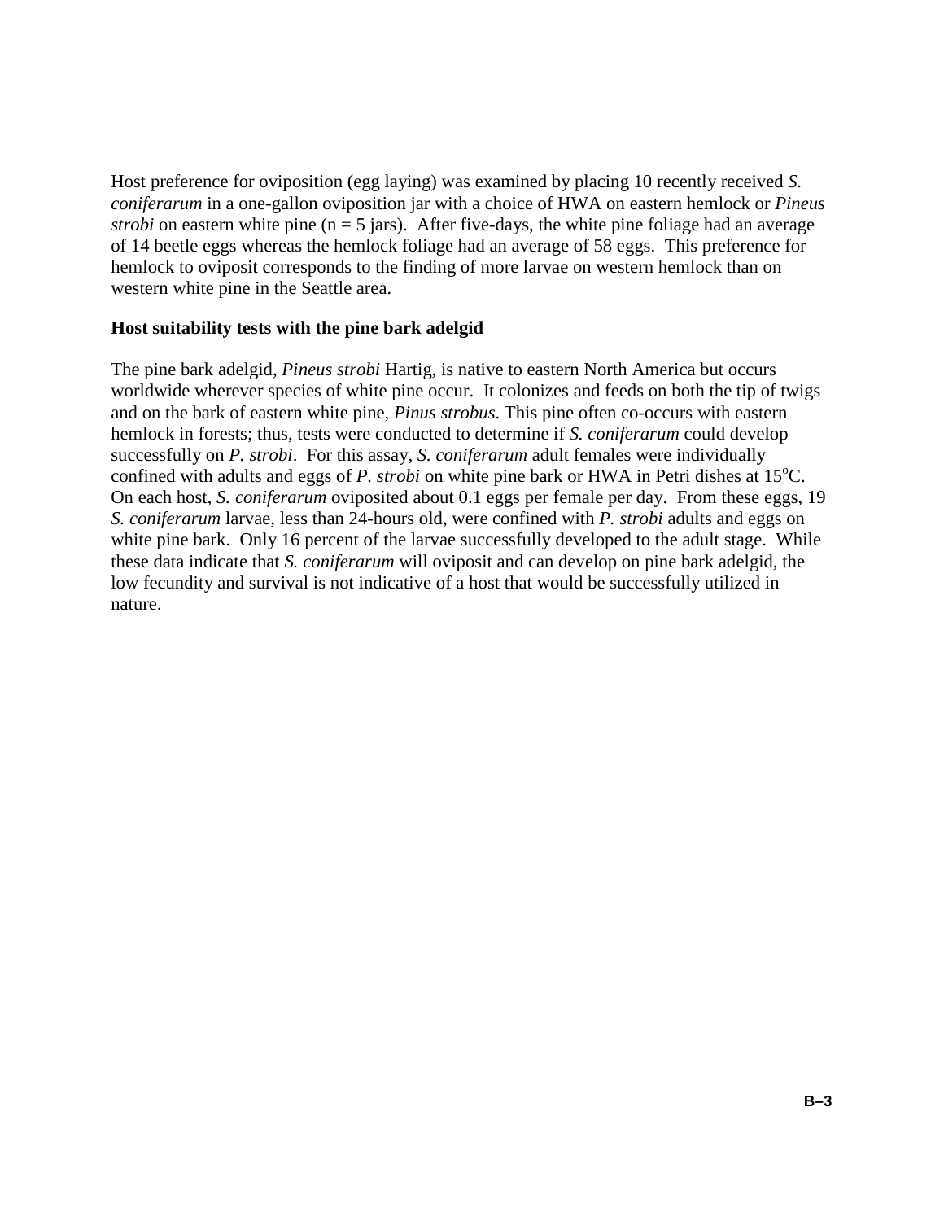Host preference for oviposition (egg laying) was examined by placing 10 recently received *S. coniferarum* in a one-gallon oviposition jar with a choice of HWA on eastern hemlock or *Pineus strobi* on eastern white pine (n = 5 jars). After five-days, the white pine foliage had an average of 14 beetle eggs whereas the hemlock foliage had an average of 58 eggs. This preference for hemlock to oviposit corresponds to the finding of more larvae on western hemlock than on western white pine in the Seattle area.

**Host suitability tests with the pine bark adelgid**

The pine bark adelgid, *Pineus strobi* Hartig, is native to eastern North America but occurs worldwide wherever species of white pine occur. It colonizes and feeds on both the tip of twigs and on the bark of eastern white pine, *Pinus strobus*. This pine often co-occurs with eastern hemlock in forests; thus, tests were conducted to determine if *S. coniferarum* could develop successfully on *P. strobi*. For this assay, *S. coniferarum* adult females were individually confined with adults and eggs of *P. strobi* on white pine bark or HWA in Petri dishes at 15$^{o}$C. On each host, *S. coniferarum* oviposited about 0.1 eggs per female per day. From these eggs, 19 *S. coniferarum* larvae, less than 24-hours old, were confined with *P. strobi* adults and eggs on white pine bark. Only 16 percent of the larvae successfully developed to the adult stage. While these data indicate that *S. coniferarum* will oviposit and can develop on pine bark adelgid, the low fecundity and survival is not indicative of a host that would be successfully utilized in nature.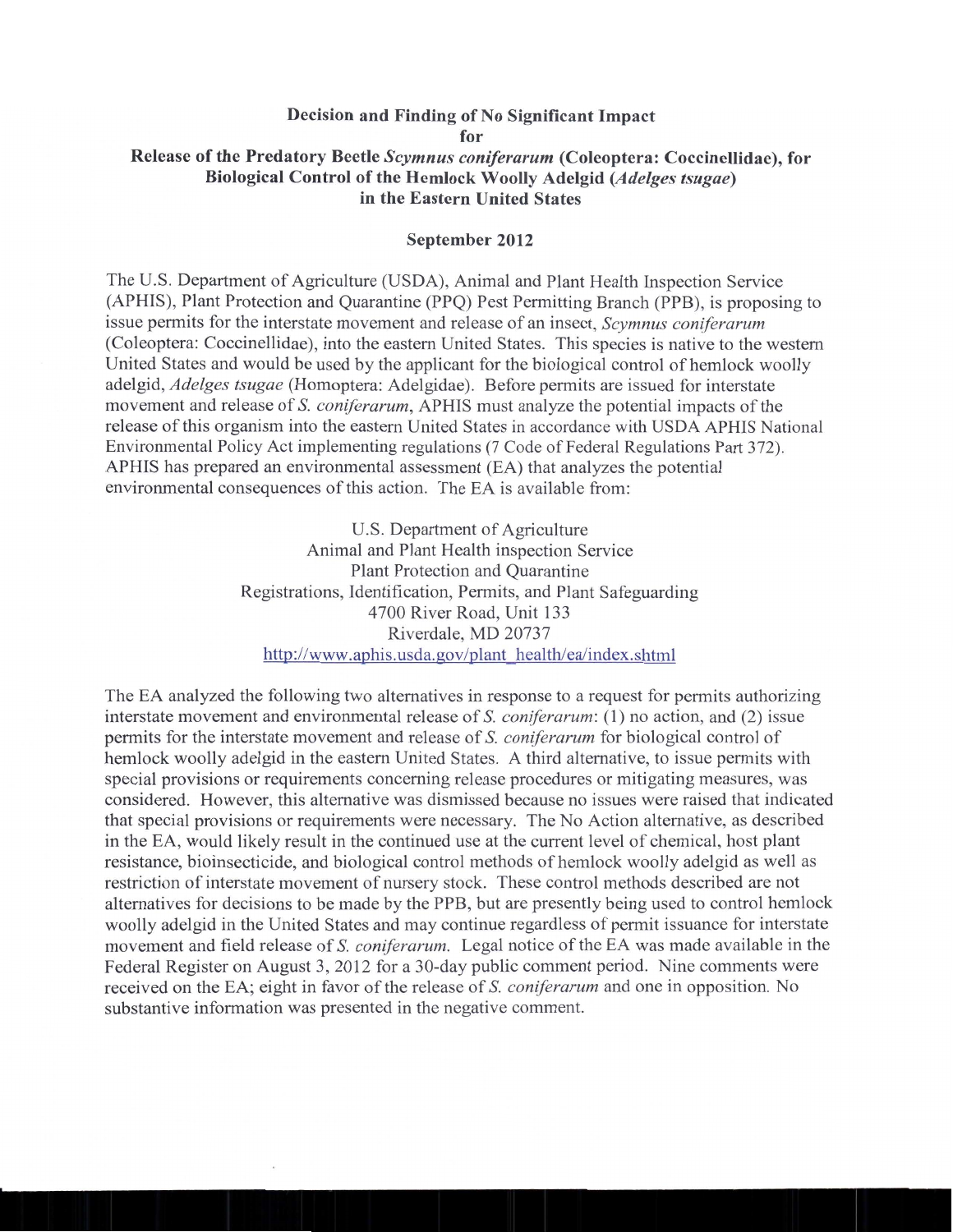**Decision and Finding of No Significant Impact**
**for**
**Release of the Predatory Beetle *Scymnus coniferarum* (Coleoptera: Coccinellidae), for Biological Control of the Hemlock Woolly Adelgid (*Adelges tsugae*) in the Eastern United States**

**September 2012**

The U.S. Department of Agriculture (USDA), Animal and Plant Health Inspection Service (APHIS), Plant Protection and Quarantine (PPQ) Pest Permitting Branch (PPB), is proposing to issue permits for the interstate movement and release of an insect, *Scymnus coniferarum* (Coleoptera: Coccinellidae), into the eastern United States. This species is native to the western United States and would be used by the applicant for the biological control of hemlock woolly adelgid, *Adelges tsugae* (Homoptera: Adelgidae). Before permits are issued for interstate movement and release of *S. coniferarum*, APHIS must analyze the potential impacts of the release of this organism into the eastern United States in accordance with USDA APHIS National Environmental Policy Act implementing regulations (7 Code of Federal Regulations Part 372). APHIS has prepared an environmental assessment (EA) that analyzes the potential environmental consequences of this action. The EA is available from:

U.S. Department of Agriculture
Animal and Plant Health inspection Service
Plant Protection and Quarantine
Registrations, Identification, Permits, and Plant Safeguarding
4700 River Road, Unit 133
Riverdale, MD 20737
http://www.aphis.usda.gov/plant_health/ea/index.shtml

The EA analyzed the following two alternatives in response to a request for permits authorizing interstate movement and environmental release of *S. coniferarum*: (1) no action, and (2) issue permits for the interstate movement and release of *S. coniferarum* for biological control of hemlock woolly adelgid in the eastern United States. A third alternative, to issue permits with special provisions or requirements concerning release procedures or mitigating measures, was considered. However, this alternative was dismissed because no issues were raised that indicated that special provisions or requirements were necessary. The No Action alternative, as described in the EA, would likely result in the continued use at the current level of chemical, host plant resistance, bioinsecticide, and biological control methods of hemlock woolly adelgid as well as restriction of interstate movement of nursery stock. These control methods described are not alternatives for decisions to be made by the PPB, but are presently being used to control hemlock woolly adelgid in the United States and may continue regardless of permit issuance for interstate movement and field release of *S. coniferarum*. Legal notice of the EA was made available in the Federal Register on August 3, 2012 for a 30-day public comment period. Nine comments were received on the EA; eight in favor of the release of *S. coniferarum* and one in opposition. No substantive information was presented in the negative comment.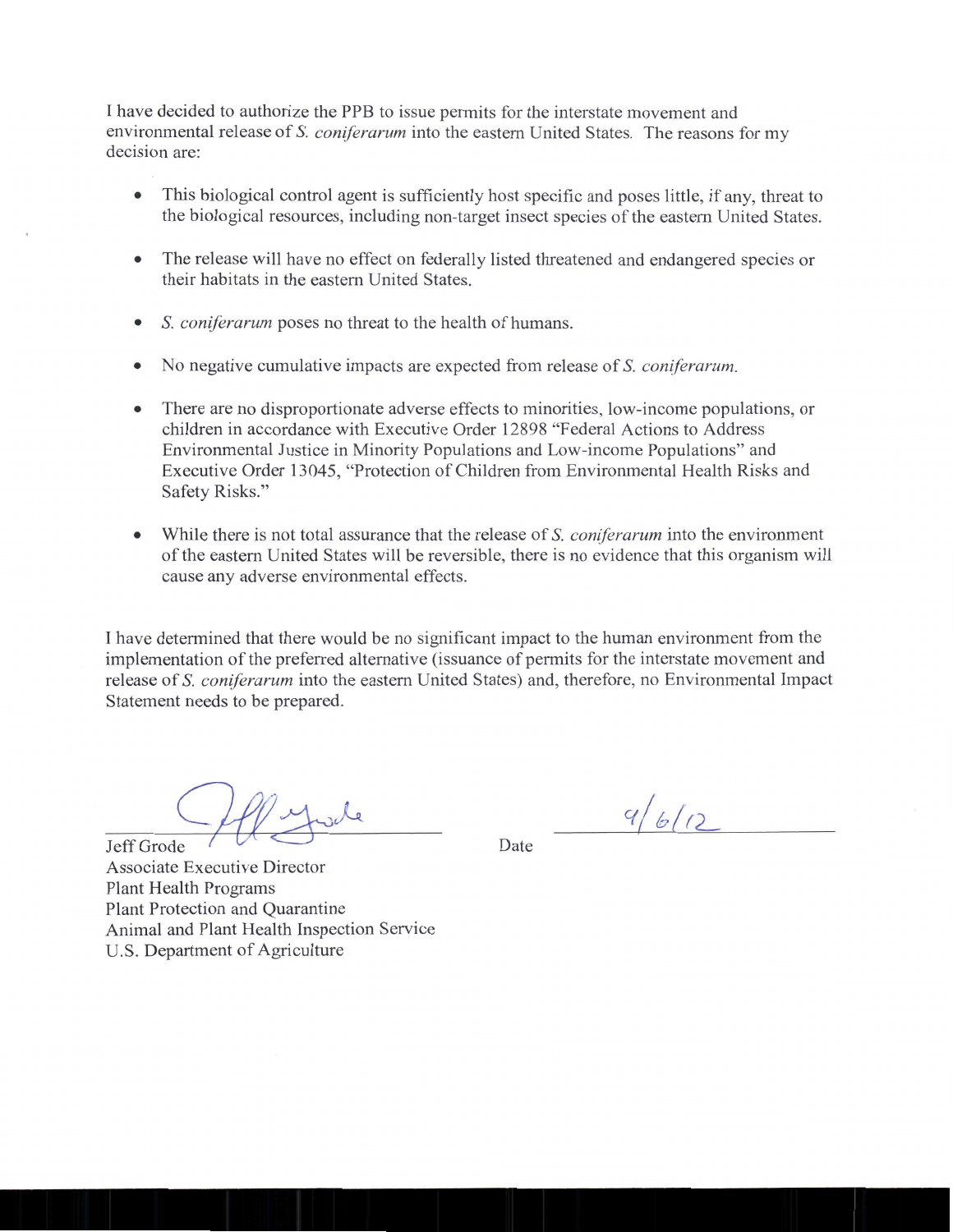I have decided to authorize the PPB to issue permits for the interstate movement and environmental release of *S. coniferarum* into the eastern United States. The reasons for my decision are:

- This biological control agent is sufficiently host specific and poses little, if any, threat to the biological resources, including non-target insect species of the eastern United States.
- The release will have no effect on federally listed threatened and endangered species or their habitats in the eastern United States.
- *S. coniferarum* poses no threat to the health of humans.
- No negative cumulative impacts are expected from release of *S. coniferarum*.
- There are no disproportionate adverse effects to minorities, low-income populations, or children in accordance with Executive Order 12898 "Federal Actions to Address Environmental Justice in Minority Populations and Low-income Populations" and Executive Order 13045, "Protection of Children from Environmental Health Risks and Safety Risks."
- While there is not total assurance that the release of *S. coniferarum* into the environment of the eastern United States will be reversible, there is no evidence that this organism will cause any adverse environmental effects.

I have determined that there would be no significant impact to the human environment from the implementation of the preferred alternative (issuance of permits for the interstate movement and release of *S. coniferarum* into the eastern United States) and, therefore, no Environmental Impact Statement needs to be prepared.

Jeff Grode
Associate Executive Director
Plant Health Programs
Plant Protection and Quarantine
Animal and Plant Health Inspection Service
U.S. Department of Agriculture

Date 9/6/12